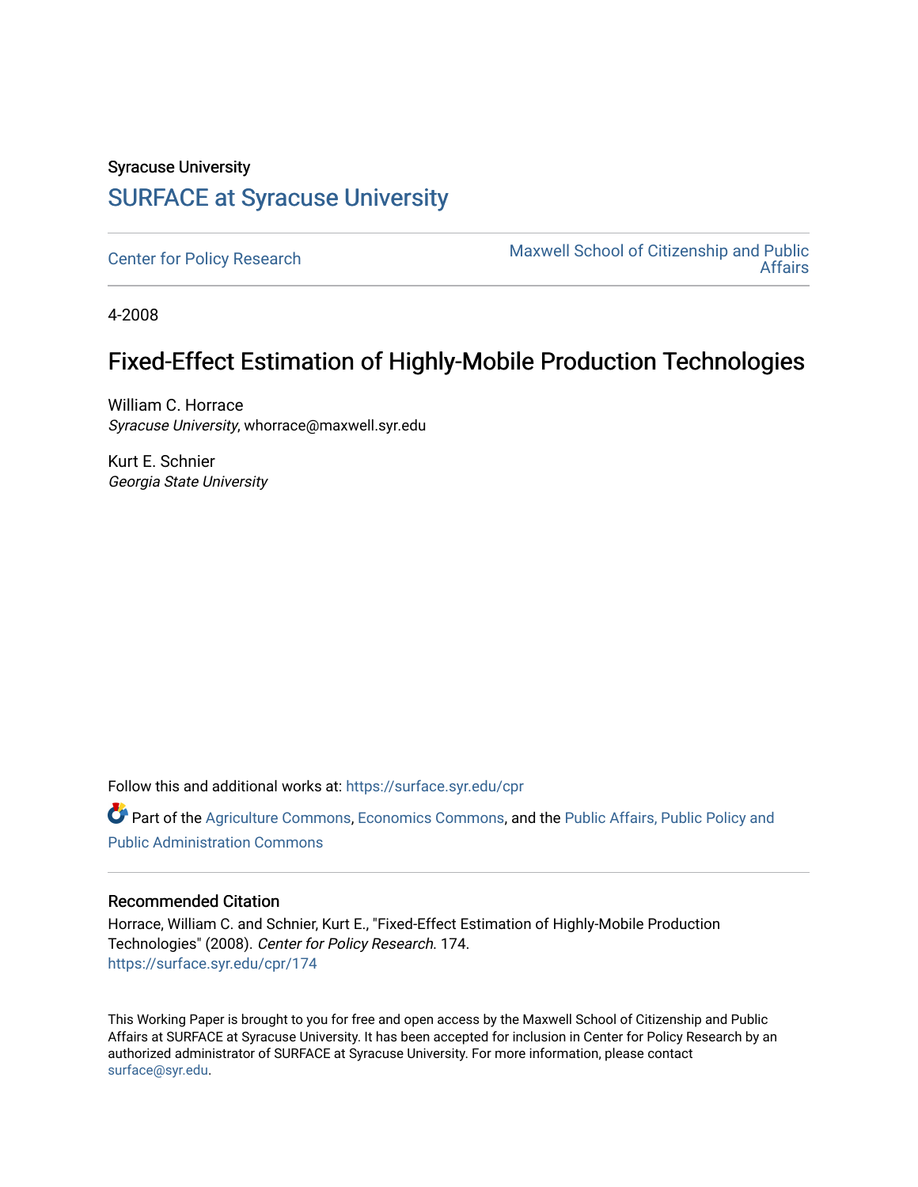Syracuse University

# SURFACE at Syracuse University

Center for Policy Research

Maxwell School of Citizenship and Public Affairs

4-2008

# Fixed-Effect Estimation of Highly-Mobile Production Technologies

William C. Horrace
*Syracuse University*, whorrace@maxwell.syr.edu

Kurt E. Schnier
*Georgia State University*

Follow this and additional works at: https://surface.syr.edu/cpr

Part of the Agriculture Commons, Economics Commons, and the Public Affairs, Public Policy and Public Administration Commons

## Recommended Citation

Horrace, William C. and Schnier, Kurt E., "Fixed-Effect Estimation of Highly-Mobile Production Technologies" (2008). *Center for Policy Research*. 174.
https://surface.syr.edu/cpr/174

This Working Paper is brought to you for free and open access by the Maxwell School of Citizenship and Public Affairs at SURFACE at Syracuse University. It has been accepted for inclusion in Center for Policy Research by an authorized administrator of SURFACE at Syracuse University. For more information, please contact surface@syr.edu.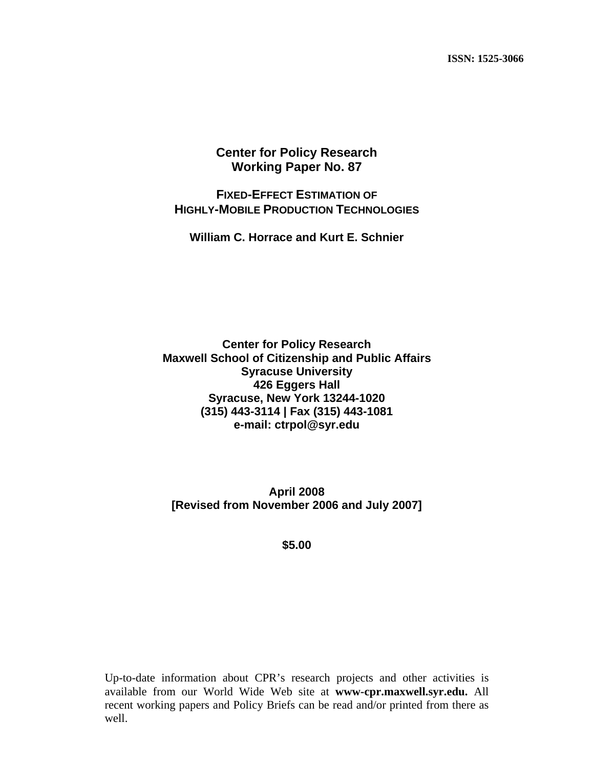**ISSN: 1525-3066**

# Center for Policy Research
# Working Paper No. 87

## FIXED-EFFECT ESTIMATION OF HIGHLY-MOBILE PRODUCTION TECHNOLOGIES

**William C. Horrace and Kurt E. Schnier**

**Center for Policy Research**
**Maxwell School of Citizenship and Public Affairs**
**Syracuse University**
**426 Eggers Hall**
**Syracuse, New York 13244-1020**
**(315) 443-3114 | Fax (315) 443-1081**
**e-mail: ctrpol@syr.edu**

**April 2008**
**[Revised from November 2006 and July 2007]**

**$5.00**

Up-to-date information about CPR's research projects and other activities is available from our World Wide Web site at **www-cpr.maxwell.syr.edu.** All recent working papers and Policy Briefs can be read and/or printed from there as well.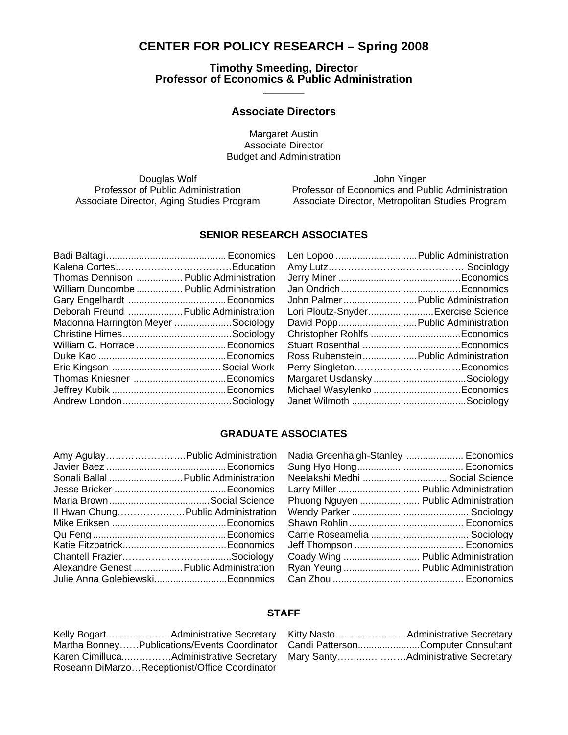# CENTER FOR POLICY RESEARCH – Spring 2008

**Timothy Smeeding, Director**
**Professor of Economics & Public Administration**

## Associate Directors

Margaret Austin
Associate Director
Budget and Administration

Douglas Wolf
Professor of Public Administration
Associate Director, Aging Studies Program

John Yinger
Professor of Economics and Public Administration
Associate Director, Metropolitan Studies Program

### SENIOR RESEARCH ASSOCIATES

| Name | Field |
|---|---|
| Badi Baltagi | Economics |
| Kalena Cortes | Education |
| Thomas Dennison | Public Administration |
| William Duncombe | Public Administration |
| Gary Engelhardt | Economics |
| Deborah Freund | Public Administration |
| Madonna Harrington Meyer | Sociology |
| Christine Himes | Sociology |
| William C. Horrace | Economics |
| Duke Kao | Economics |
| Eric Kingson | Social Work |
| Thomas Kniesner | Economics |
| Jeffrey Kubik | Economics |
| Andrew London | Sociology |
| Len Lopoo | Public Administration |
| Amy Lutz | Sociology |
| Jerry Miner | Economics |
| Jan Ondrich | Economics |
| John Palmer | Public Administration |
| Lori Ploutz-Snyder | Exercise Science |
| David Popp | Public Administration |
| Christopher Rohlfs | Economics |
| Stuart Rosenthal | Economics |
| Ross Rubenstein | Public Administration |
| Perry Singleton | Economics |
| Margaret Usdansky | Sociology |
| Michael Wasylenko | Economics |
| Janet Wilmoth | Sociology |

### GRADUATE ASSOCIATES

| Name | Field |
|---|---|
| Amy Agulay | Public Administration |
| Javier Baez | Economics |
| Sonali Ballal | Public Administration |
| Jesse Bricker | Economics |
| Maria Brown | Social Science |
| Il Hwan Chung | Public Administration |
| Mike Eriksen | Economics |
| Qu Feng | Economics |
| Katie Fitzpatrick | Economics |
| Chantell Frazier | Sociology |
| Alexandre Genest | Public Administration |
| Julie Anna Golebiewski | Economics |
| Nadia Greenhalgh-Stanley | Economics |
| Sung Hyo Hong | Economics |
| Neelakshi Medhi | Social Science |
| Larry Miller | Public Administration |
| Phuong Nguyen | Public Administration |
| Wendy Parker | Sociology |
| Shawn Rohlin | Economics |
| Carrie Roseamelia | Sociology |
| Jeff Thompson | Economics |
| Coady Wing | Public Administration |
| Ryan Yeung | Public Administration |
| Can Zhou | Economics |

### STAFF

| Name | Position |
|---|---|
| Kelly Bogart | Administrative Secretary |
| Martha Bonney | Publications/Events Coordinator |
| Karen Cimilluca | Administrative Secretary |
| Roseann DiMarzo | Receptionist/Office Coordinator |
| Kitty Nasto | Administrative Secretary |
| Candi Patterson | Computer Consultant |
| Mary Santy | Administrative Secretary |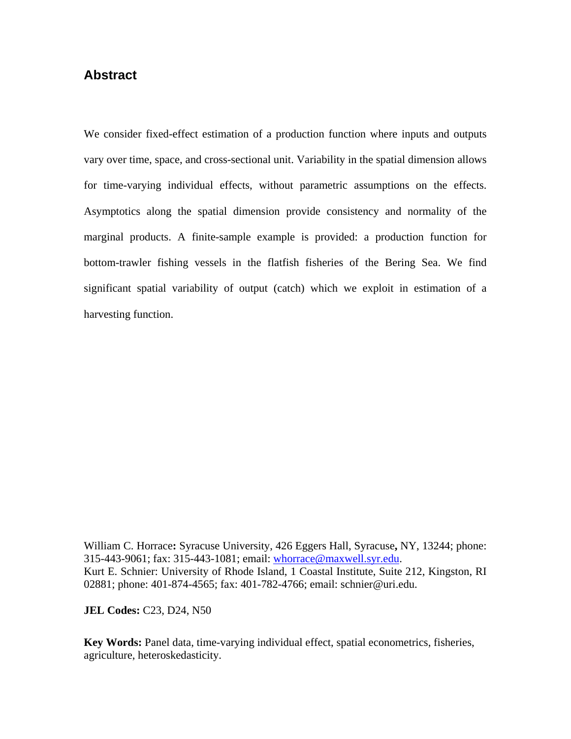## Abstract

We consider fixed-effect estimation of a production function where inputs and outputs vary over time, space, and cross-sectional unit. Variability in the spatial dimension allows for time-varying individual effects, without parametric assumptions on the effects. Asymptotics along the spatial dimension provide consistency and normality of the marginal products. A finite-sample example is provided: a production function for bottom-trawler fishing vessels in the flatfish fisheries of the Bering Sea. We find significant spatial variability of output (catch) which we exploit in estimation of a harvesting function.

William C. Horrace**:** Syracuse University, 426 Eggers Hall, Syracuse**,** NY, 13244; phone: 315-443-9061; fax: 315-443-1081; email: whorrace@maxwell.syr.edu.
Kurt E. Schnier: University of Rhode Island, 1 Coastal Institute, Suite 212, Kingston, RI 02881; phone: 401-874-4565; fax: 401-782-4766; email: schnier@uri.edu.

**JEL Codes:** C23, D24, N50

**Key Words:** Panel data, time-varying individual effect, spatial econometrics, fisheries, agriculture, heteroskedasticity.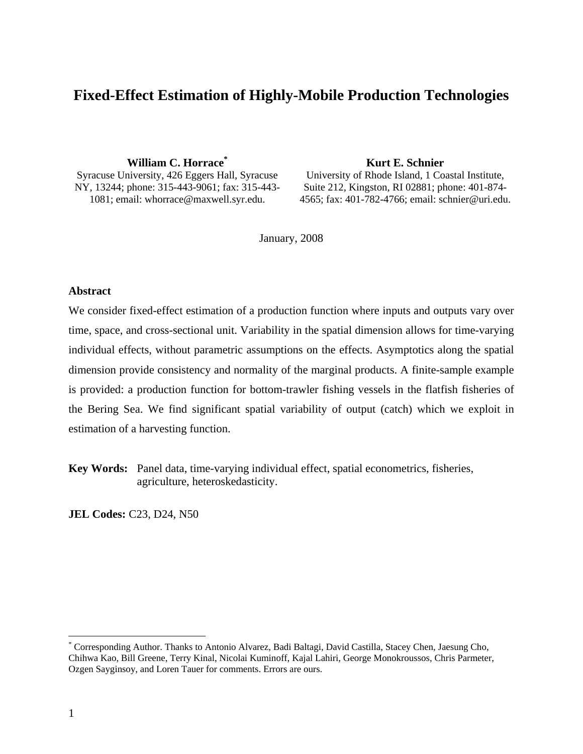# Fixed-Effect Estimation of Highly-Mobile Production Technologies

**William C. Horrace[*]**
Syracuse University, 426 Eggers Hall, Syracuse NY, 13244; phone: 315-443-9061; fax: 315-443-1081; email: whorrace@maxwell.syr.edu.

**Kurt E. Schnier**
University of Rhode Island, 1 Coastal Institute, Suite 212, Kingston, RI 02881; phone: 401-874-4565; fax: 401-782-4766; email: schnier@uri.edu.

January, 2008

## Abstract

We consider fixed-effect estimation of a production function where inputs and outputs vary over time, space, and cross-sectional unit. Variability in the spatial dimension allows for time-varying individual effects, without parametric assumptions on the effects. Asymptotics along the spatial dimension provide consistency and normality of the marginal products. A finite-sample example is provided: a production function for bottom-trawler fishing vessels in the flatfish fisheries of the Bering Sea. We find significant spatial variability of output (catch) which we exploit in estimation of a harvesting function.

**Key Words:** Panel data, time-varying individual effect, spatial econometrics, fisheries, agriculture, heteroskedasticity.

**JEL Codes:** C23, D24, N50

---

[*] Corresponding Author. Thanks to Antonio Alvarez, Badi Baltagi, David Castilla, Stacey Chen, Jaesung Cho, Chihwa Kao, Bill Greene, Terry Kinal, Nicolai Kuminoff, Kajal Lahiri, George Monokroussos, Chris Parmeter, Ozgen Sayginsoy, and Loren Tauer for comments. Errors are ours.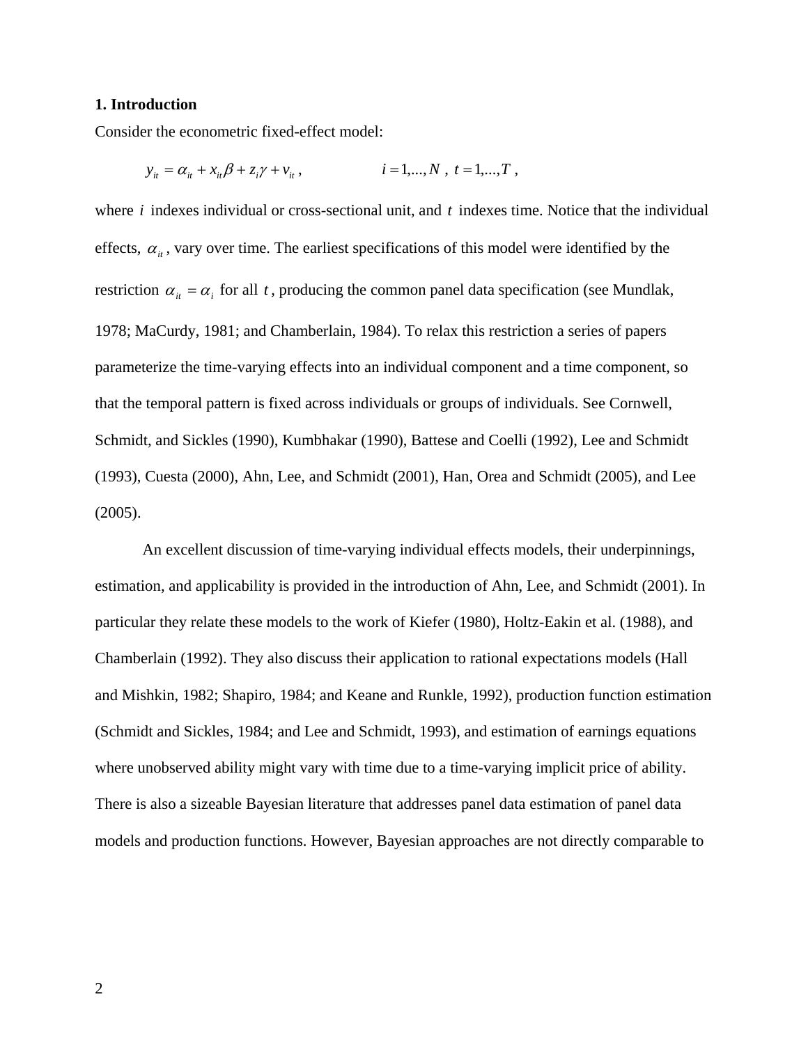## 1. Introduction

Consider the econometric fixed-effect model:

$$y_{it} = \alpha_{it} + x_{it}\beta + z_i\gamma + v_{it}\,, \qquad i = 1,...,N\,,\ t = 1,...,T\,,$$

where $i$ indexes individual or cross-sectional unit, and $t$ indexes time. Notice that the individual effects, $\alpha_{it}$, vary over time. The earliest specifications of this model were identified by the restriction $\alpha_{it} = \alpha_i$ for all $t$, producing the common panel data specification (see Mundlak, 1978; MaCurdy, 1981; and Chamberlain, 1984). To relax this restriction a series of papers parameterize the time-varying effects into an individual component and a time component, so that the temporal pattern is fixed across individuals or groups of individuals. See Cornwell, Schmidt, and Sickles (1990), Kumbhakar (1990), Battese and Coelli (1992), Lee and Schmidt (1993), Cuesta (2000), Ahn, Lee, and Schmidt (2001), Han, Orea and Schmidt (2005), and Lee (2005).

An excellent discussion of time-varying individual effects models, their underpinnings, estimation, and applicability is provided in the introduction of Ahn, Lee, and Schmidt (2001). In particular they relate these models to the work of Kiefer (1980), Holtz-Eakin et al. (1988), and Chamberlain (1992). They also discuss their application to rational expectations models (Hall and Mishkin, 1982; Shapiro, 1984; and Keane and Runkle, 1992), production function estimation (Schmidt and Sickles, 1984; and Lee and Schmidt, 1993), and estimation of earnings equations where unobserved ability might vary with time due to a time-varying implicit price of ability. There is also a sizeable Bayesian literature that addresses panel data estimation of panel data models and production functions. However, Bayesian approaches are not directly comparable to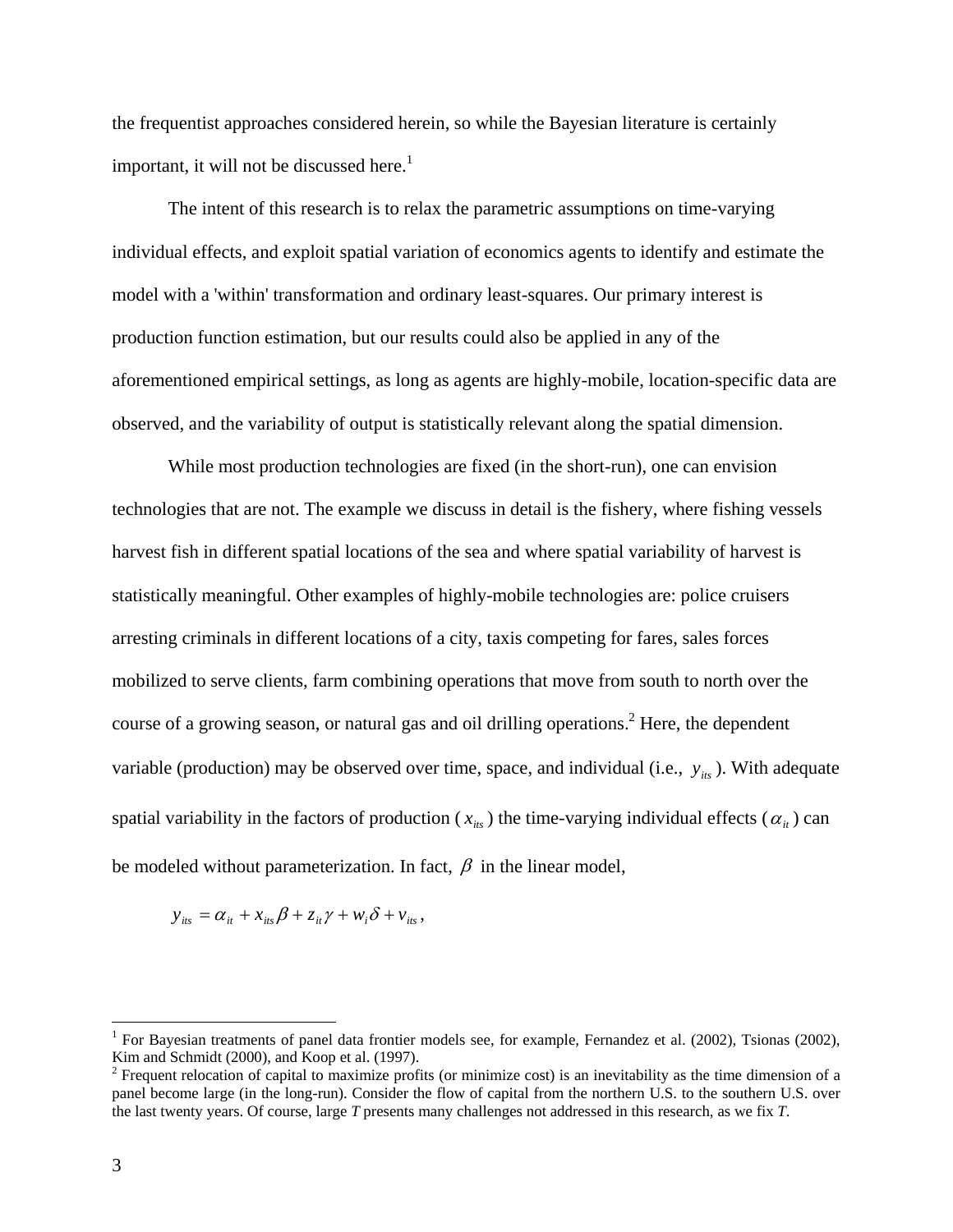the frequentist approaches considered herein, so while the Bayesian literature is certainly important, it will not be discussed here.[1]

The intent of this research is to relax the parametric assumptions on time-varying individual effects, and exploit spatial variation of economics agents to identify and estimate the model with a 'within' transformation and ordinary least-squares. Our primary interest is production function estimation, but our results could also be applied in any of the aforementioned empirical settings, as long as agents are highly-mobile, location-specific data are observed, and the variability of output is statistically relevant along the spatial dimension.

While most production technologies are fixed (in the short-run), one can envision technologies that are not. The example we discuss in detail is the fishery, where fishing vessels harvest fish in different spatial locations of the sea and where spatial variability of harvest is statistically meaningful. Other examples of highly-mobile technologies are: police cruisers arresting criminals in different locations of a city, taxis competing for fares, sales forces mobilized to serve clients, farm combining operations that move from south to north over the course of a growing season, or natural gas and oil drilling operations.[2] Here, the dependent variable (production) may be observed over time, space, and individual (i.e., $y_{its}$). With adequate spatial variability in the factors of production ($x_{its}$) the time-varying individual effects ($\alpha_{it}$) can be modeled without parameterization. In fact, $\beta$ in the linear model,

$$y_{its} = \alpha_{it} + x_{its}\beta + z_{it}\gamma + w_i\delta + v_{its},$$

---

[1] For Bayesian treatments of panel data frontier models see, for example, Fernandez et al. (2002), Tsionas (2002), Kim and Schmidt (2000), and Koop et al. (1997).

[2] Frequent relocation of capital to maximize profits (or minimize cost) is an inevitability as the time dimension of a panel become large (in the long-run). Consider the flow of capital from the northern U.S. to the southern U.S. over the last twenty years. Of course, large *T* presents many challenges not addressed in this research, as we fix *T*.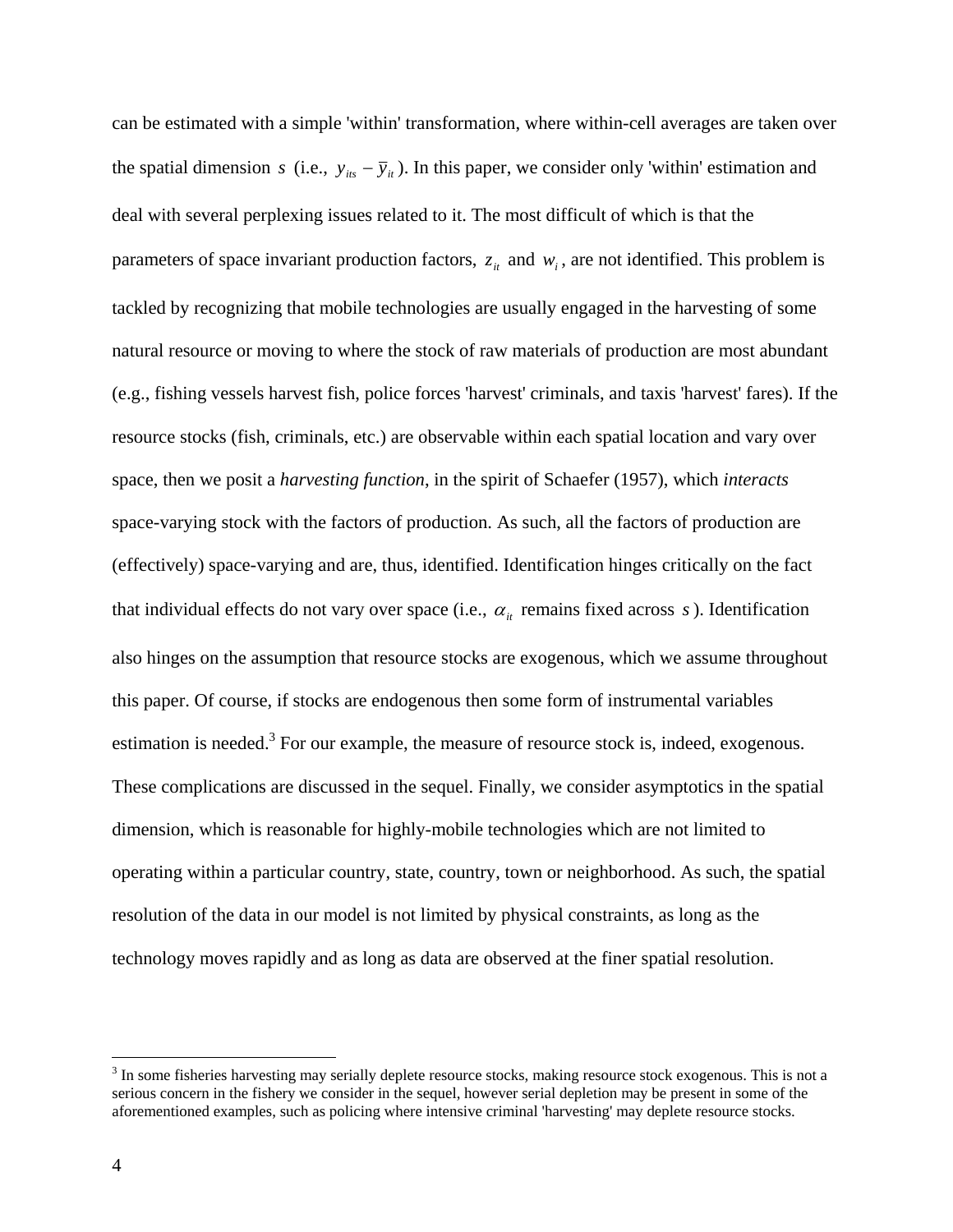can be estimated with a simple 'within' transformation, where within-cell averages are taken over the spatial dimension $s$ (i.e., $y_{its} - \bar{y}_{it}$). In this paper, we consider only 'within' estimation and deal with several perplexing issues related to it. The most difficult of which is that the parameters of space invariant production factors, $z_{it}$ and $w_i$, are not identified. This problem is tackled by recognizing that mobile technologies are usually engaged in the harvesting of some natural resource or moving to where the stock of raw materials of production are most abundant (e.g., fishing vessels harvest fish, police forces 'harvest' criminals, and taxis 'harvest' fares). If the resource stocks (fish, criminals, etc.) are observable within each spatial location and vary over space, then we posit a *harvesting function*, in the spirit of Schaefer (1957), which *interacts* space-varying stock with the factors of production. As such, all the factors of production are (effectively) space-varying and are, thus, identified. Identification hinges critically on the fact that individual effects do not vary over space (i.e., $\alpha_{it}$ remains fixed across $s$). Identification also hinges on the assumption that resource stocks are exogenous, which we assume throughout this paper. Of course, if stocks are endogenous then some form of instrumental variables estimation is needed.[3] For our example, the measure of resource stock is, indeed, exogenous. These complications are discussed in the sequel. Finally, we consider asymptotics in the spatial dimension, which is reasonable for highly-mobile technologies which are not limited to operating within a particular country, state, country, town or neighborhood. As such, the spatial resolution of the data in our model is not limited by physical constraints, as long as the technology moves rapidly and as long as data are observed at the finer spatial resolution.

---

[3] In some fisheries harvesting may serially deplete resource stocks, making resource stock exogenous. This is not a serious concern in the fishery we consider in the sequel, however serial depletion may be present in some of the aforementioned examples, such as policing where intensive criminal 'harvesting' may deplete resource stocks.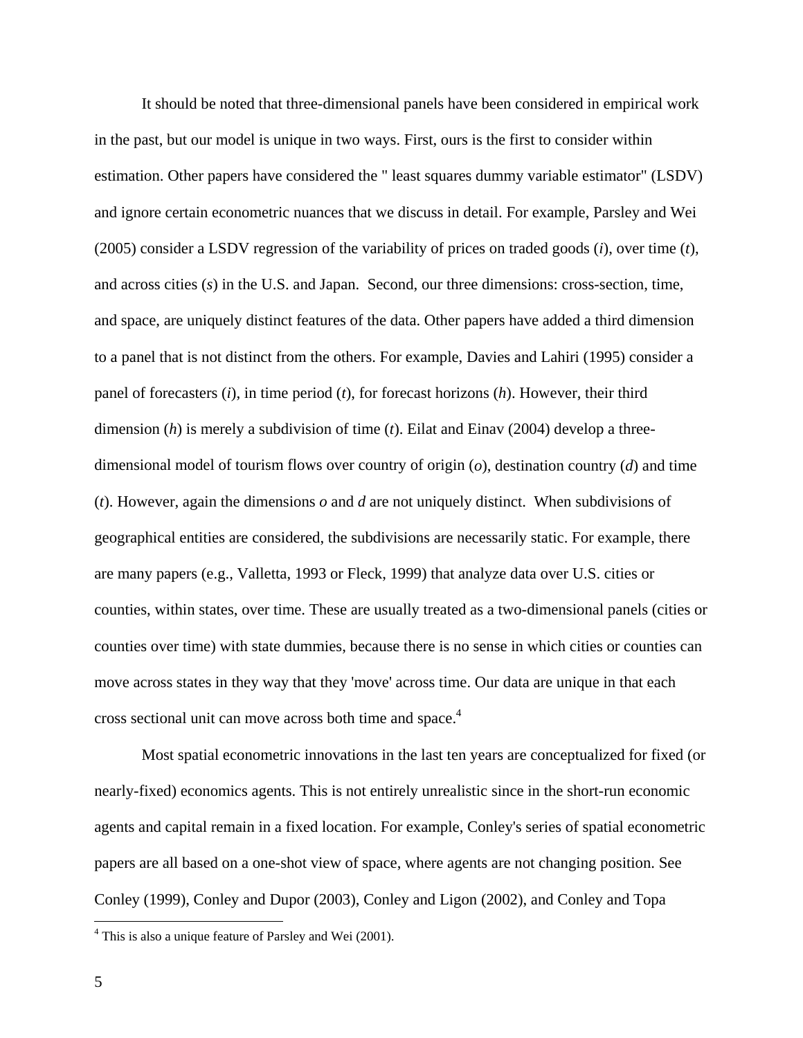It should be noted that three-dimensional panels have been considered in empirical work in the past, but our model is unique in two ways. First, ours is the first to consider within estimation. Other papers have considered the " least squares dummy variable estimator" (LSDV) and ignore certain econometric nuances that we discuss in detail. For example, Parsley and Wei (2005) consider a LSDV regression of the variability of prices on traded goods (*i*), over time (*t*), and across cities (*s*) in the U.S. and Japan. Second, our three dimensions: cross-section, time, and space, are uniquely distinct features of the data. Other papers have added a third dimension to a panel that is not distinct from the others. For example, Davies and Lahiri (1995) consider a panel of forecasters (*i*), in time period (*t*), for forecast horizons (*h*). However, their third dimension (*h*) is merely a subdivision of time (*t*). Eilat and Einav (2004) develop a three-dimensional model of tourism flows over country of origin (*o*), destination country (*d*) and time (*t*). However, again the dimensions *o* and *d* are not uniquely distinct. When subdivisions of geographical entities are considered, the subdivisions are necessarily static. For example, there are many papers (e.g., Valletta, 1993 or Fleck, 1999) that analyze data over U.S. cities or counties, within states, over time. These are usually treated as a two-dimensional panels (cities or counties over time) with state dummies, because there is no sense in which cities or counties can move across states in they way that they 'move' across time. Our data are unique in that each cross sectional unit can move across both time and space.[4]

Most spatial econometric innovations in the last ten years are conceptualized for fixed (or nearly-fixed) economics agents. This is not entirely unrealistic since in the short-run economic agents and capital remain in a fixed location. For example, Conley's series of spatial econometric papers are all based on a one-shot view of space, where agents are not changing position. See Conley (1999), Conley and Dupor (2003), Conley and Ligon (2002), and Conley and Topa

[4] This is also a unique feature of Parsley and Wei (2001).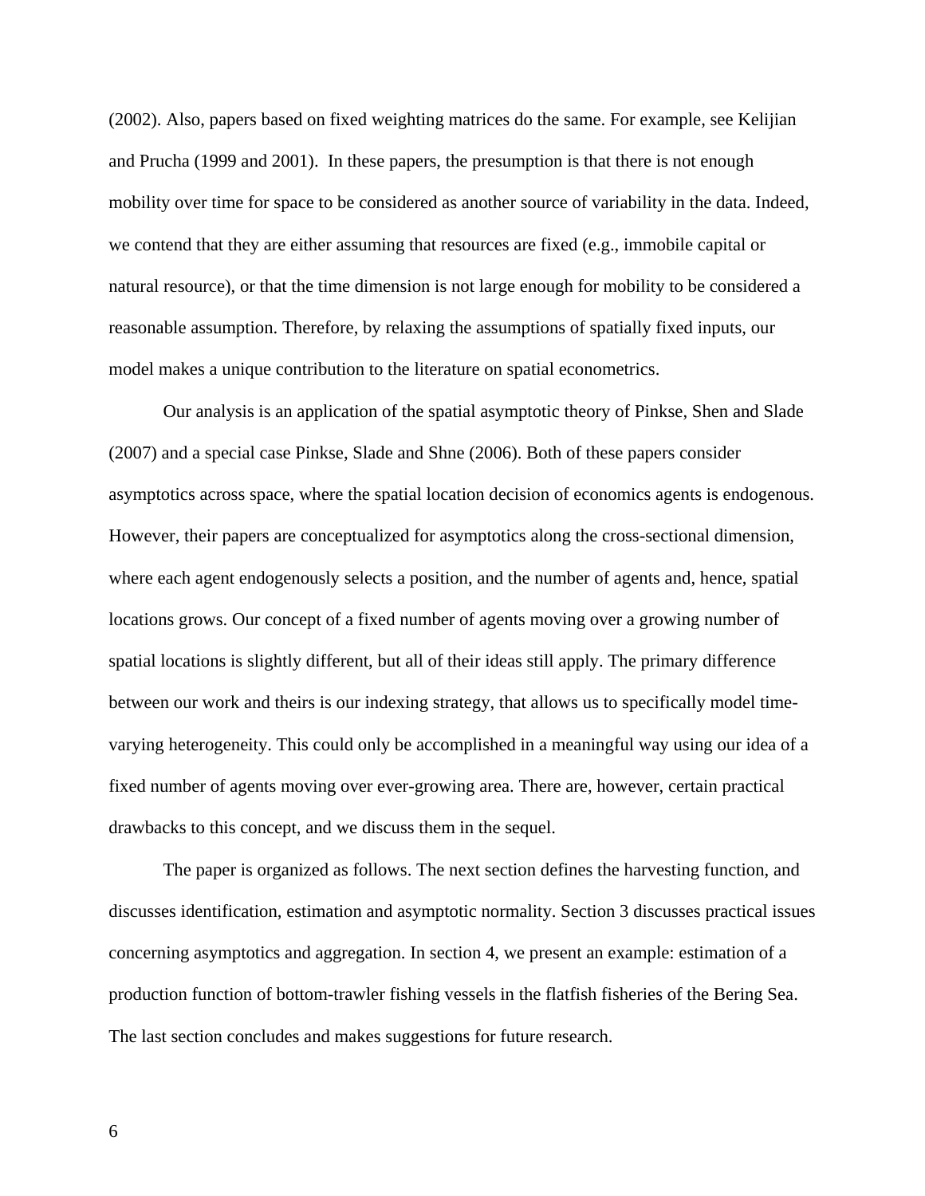(2002). Also, papers based on fixed weighting matrices do the same. For example, see Kelijian and Prucha (1999 and 2001). In these papers, the presumption is that there is not enough mobility over time for space to be considered as another source of variability in the data. Indeed, we contend that they are either assuming that resources are fixed (e.g., immobile capital or natural resource), or that the time dimension is not large enough for mobility to be considered a reasonable assumption. Therefore, by relaxing the assumptions of spatially fixed inputs, our model makes a unique contribution to the literature on spatial econometrics.

Our analysis is an application of the spatial asymptotic theory of Pinkse, Shen and Slade (2007) and a special case Pinkse, Slade and Shne (2006). Both of these papers consider asymptotics across space, where the spatial location decision of economics agents is endogenous. However, their papers are conceptualized for asymptotics along the cross-sectional dimension, where each agent endogenously selects a position, and the number of agents and, hence, spatial locations grows. Our concept of a fixed number of agents moving over a growing number of spatial locations is slightly different, but all of their ideas still apply. The primary difference between our work and theirs is our indexing strategy, that allows us to specifically model time-varying heterogeneity. This could only be accomplished in a meaningful way using our idea of a fixed number of agents moving over ever-growing area. There are, however, certain practical drawbacks to this concept, and we discuss them in the sequel.

The paper is organized as follows. The next section defines the harvesting function, and discusses identification, estimation and asymptotic normality. Section 3 discusses practical issues concerning asymptotics and aggregation. In section 4, we present an example: estimation of a production function of bottom-trawler fishing vessels in the flatfish fisheries of the Bering Sea. The last section concludes and makes suggestions for future research.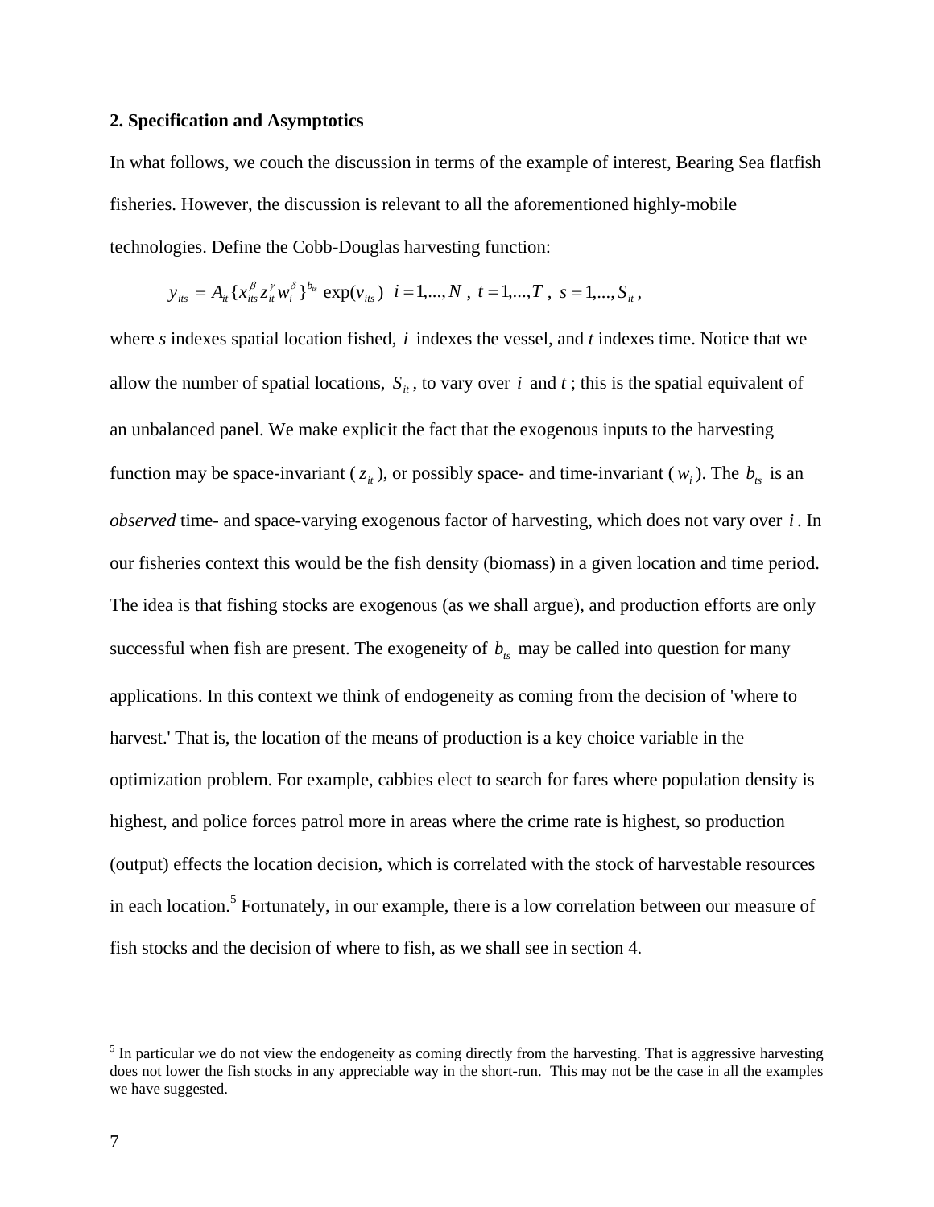## 2. Specification and Asymptotics

In what follows, we couch the discussion in terms of the example of interest, Bearing Sea flatfish fisheries. However, the discussion is relevant to all the aforementioned highly-mobile technologies. Define the Cobb-Douglas harvesting function:

$$y_{its} = A_{it}\{x_{its}^{\beta} z_{it}^{\gamma} w_{i}^{\delta}\}^{b_{ts}} \exp(v_{its}) \quad i = 1,...,N \ , \ t = 1,...,T \ , \ s = 1,...,S_{it} \ ,$$

where *s* indexes spatial location fished, $i$ indexes the vessel, and *t* indexes time. Notice that we allow the number of spatial locations, $S_{it}$, to vary over $i$ and $t$; this is the spatial equivalent of an unbalanced panel. We make explicit the fact that the exogenous inputs to the harvesting function may be space-invariant ($z_{it}$), or possibly space- and time-invariant ($w_i$). The $b_{ts}$ is an *observed* time- and space-varying exogenous factor of harvesting, which does not vary over $i$. In our fisheries context this would be the fish density (biomass) in a given location and time period. The idea is that fishing stocks are exogenous (as we shall argue), and production efforts are only successful when fish are present. The exogeneity of $b_{ts}$ may be called into question for many applications. In this context we think of endogeneity as coming from the decision of 'where to harvest.' That is, the location of the means of production is a key choice variable in the optimization problem. For example, cabbies elect to search for fares where population density is highest, and police forces patrol more in areas where the crime rate is highest, so production (output) effects the location decision, which is correlated with the stock of harvestable resources in each location.[5] Fortunately, in our example, there is a low correlation between our measure of fish stocks and the decision of where to fish, as we shall see in section 4.

[5] In particular we do not view the endogeneity as coming directly from the harvesting. That is aggressive harvesting does not lower the fish stocks in any appreciable way in the short-run. This may not be the case in all the examples we have suggested.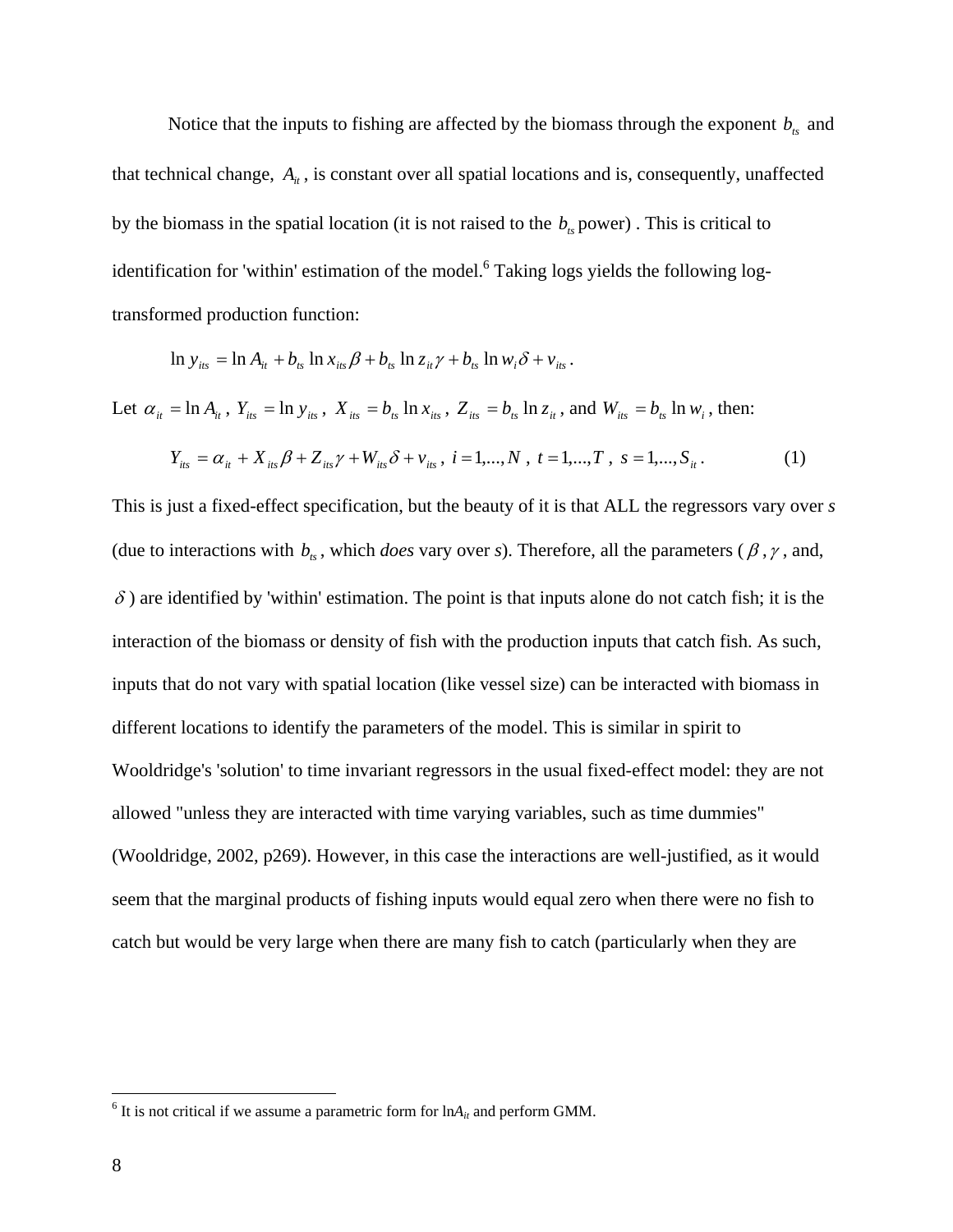Notice that the inputs to fishing are affected by the biomass through the exponent $b_{ts}$ and that technical change, $A_{it}$, is constant over all spatial locations and is, consequently, unaffected by the biomass in the spatial location (it is not raised to the $b_{ts}$ power) . This is critical to identification for 'within' estimation of the model.[6] Taking logs yields the following log-transformed production function:

$$\ln y_{its} = \ln A_{it} + b_{ts} \ln x_{its} \beta + b_{ts} \ln z_{it} \gamma + b_{ts} \ln w_i \delta + v_{its}.$$

Let $\alpha_{it} = \ln A_{it}$, $Y_{its} = \ln y_{its}$, $X_{its} = b_{ts} \ln x_{its}$, $Z_{its} = b_{ts} \ln z_{it}$, and $W_{its} = b_{ts} \ln w_i$, then:

$$Y_{its} = \alpha_{it} + X_{its} \beta + Z_{its} \gamma + W_{its} \delta + v_{its}, \; i = 1,...,N, \; t = 1,...,T, \; s = 1,..., S_{it}. \tag{1}$$

This is just a fixed-effect specification, but the beauty of it is that ALL the regressors vary over *s* (due to interactions with $b_{ts}$, which *does* vary over *s*). Therefore, all the parameters ($\beta$, $\gamma$, and, $\delta$) are identified by 'within' estimation. The point is that inputs alone do not catch fish; it is the interaction of the biomass or density of fish with the production inputs that catch fish. As such, inputs that do not vary with spatial location (like vessel size) can be interacted with biomass in different locations to identify the parameters of the model. This is similar in spirit to Wooldridge's 'solution' to time invariant regressors in the usual fixed-effect model: they are not allowed "unless they are interacted with time varying variables, such as time dummies" (Wooldridge, 2002, p269). However, in this case the interactions are well-justified, as it would seem that the marginal products of fishing inputs would equal zero when there were no fish to catch but would be very large when there are many fish to catch (particularly when they are

[6] It is not critical if we assume a parametric form for ln$A_{it}$ and perform GMM.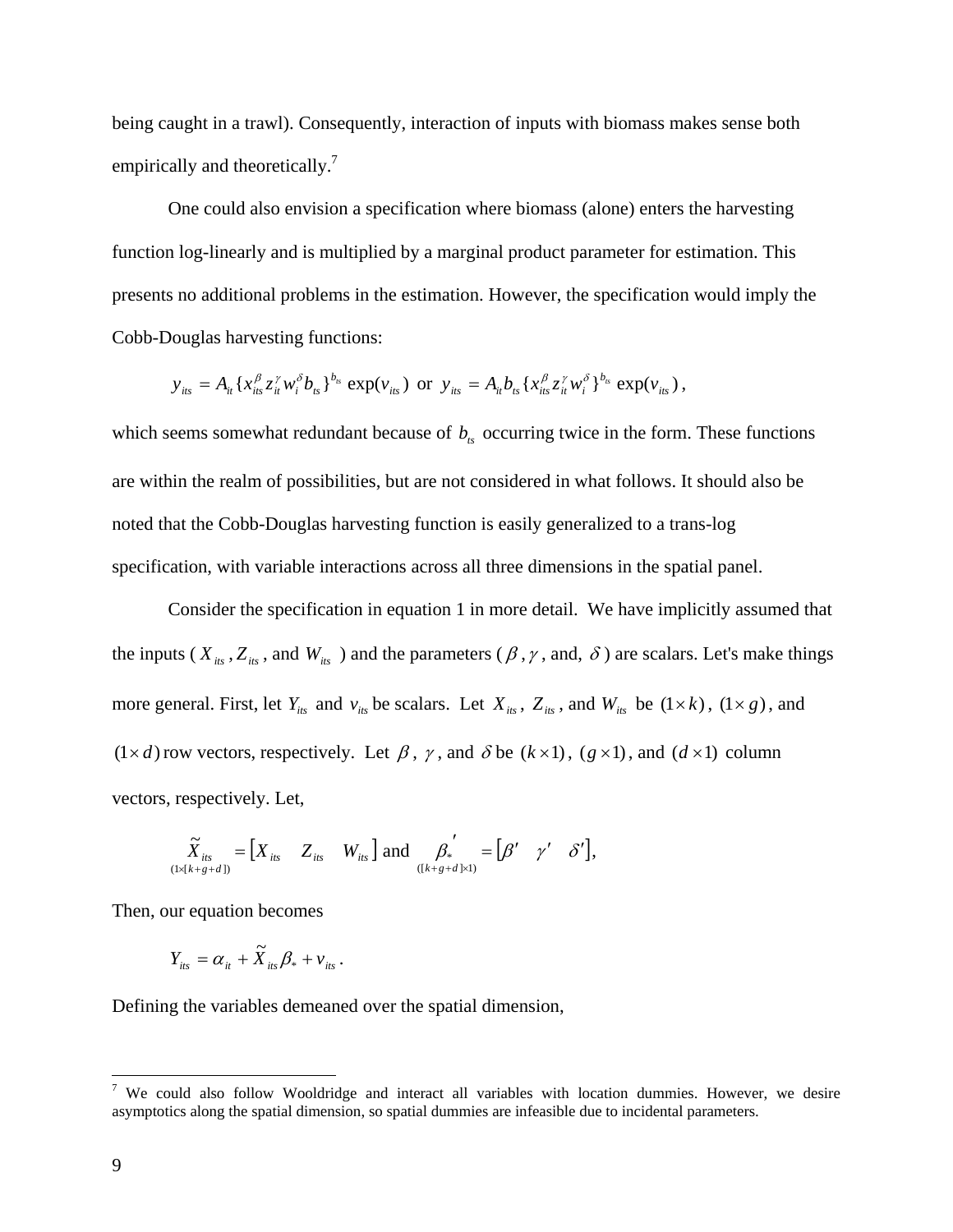being caught in a trawl). Consequently, interaction of inputs with biomass makes sense both empirically and theoretically.[7]

One could also envision a specification where biomass (alone) enters the harvesting function log-linearly and is multiplied by a marginal product parameter for estimation. This presents no additional problems in the estimation. However, the specification would imply the Cobb-Douglas harvesting functions:

$$y_{its} = A_{it}\{x_{its}^{\beta} z_{it}^{\gamma} w_{i}^{\delta} b_{ts}\}^{b_{ts}} \exp(v_{its}) \text{ or } y_{its} = A_{it} b_{ts}\{x_{its}^{\beta} z_{it}^{\gamma} w_{i}^{\delta}\}^{b_{ts}} \exp(v_{its}),$$

which seems somewhat redundant because of $b_{ts}$ occurring twice in the form. These functions are within the realm of possibilities, but are not considered in what follows. It should also be noted that the Cobb-Douglas harvesting function is easily generalized to a trans-log specification, with variable interactions across all three dimensions in the spatial panel.

Consider the specification in equation 1 in more detail. We have implicitly assumed that the inputs ($X_{its}, Z_{its}$, and $W_{its}$ ) and the parameters ($\beta, \gamma$, and, $\delta$) are scalars. Let's make things more general. First, let $Y_{its}$ and $v_{its}$ be scalars. Let $X_{its}$, $Z_{its}$, and $W_{its}$ be $(1\times k)$, $(1\times g)$, and $(1\times d)$ row vectors, respectively. Let $\beta$, $\gamma$, and $\delta$ be $(k\times 1)$, $(g\times 1)$, and $(d\times 1)$ column vectors, respectively. Let,

$$\underset{(1\times[k+g+d])}{\tilde{X}_{its}} = \begin{bmatrix} X_{its} & Z_{its} & W_{its} \end{bmatrix} \text{ and } \underset{([k+g+d]\times 1)}{\beta_*'} = \begin{bmatrix} \beta' & \gamma' & \delta' \end{bmatrix},$$

Then, our equation becomes

$$Y_{its} = \alpha_{it} + \tilde{X}_{its}\beta_* + v_{its}.$$

Defining the variables demeaned over the spatial dimension,

[7] We could also follow Wooldridge and interact all variables with location dummies. However, we desire asymptotics along the spatial dimension, so spatial dummies are infeasible due to incidental parameters.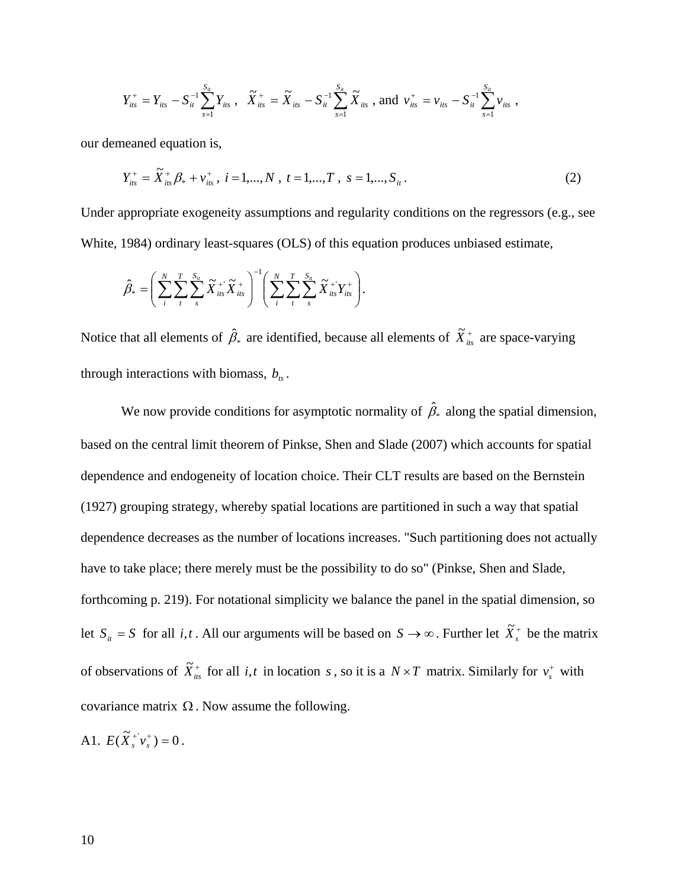$$Y_{its}^{+} = Y_{its} - S_{it}^{-1}\sum_{s=1}^{S_{it}} Y_{its}\ ,\quad \widetilde{X}_{its}^{+} = \widetilde{X}_{its} - S_{it}^{-1}\sum_{s=1}^{S_{it}} \widetilde{X}_{its}\ \text{, and}\ \ v_{its}^{+} = v_{its} - S_{it}^{-1}\sum_{s=1}^{S_{it}} v_{its}\ ,$$

our demeaned equation is,

$$Y_{its}^{+} = \widetilde{X}_{its}^{+}\beta_{*} + v_{its}^{+}\ ,\ i = 1,...,N\ ,\ t = 1,...,T\ ,\ s = 1,...,S_{it}\ . \tag{2}$$

Under appropriate exogeneity assumptions and regularity conditions on the regressors (e.g., see White, 1984) ordinary least-squares (OLS) of this equation produces unbiased estimate,

$$\hat{\beta}_{*} = \left(\sum_{i}^{N}\sum_{t}^{T}\sum_{s}^{S_{it}} \widetilde{X}_{its}^{+'}\widetilde{X}_{its}^{+}\right)^{-1}\left(\sum_{i}^{N}\sum_{t}^{T}\sum_{s}^{S_{it}} \widetilde{X}_{its}^{+'}Y_{its}^{+}\right).$$

Notice that all elements of $\hat{\beta}_{*}$ are identified, because all elements of $\widetilde{X}_{its}^{+}$ are space-varying through interactions with biomass, $b_{ts}$.

We now provide conditions for asymptotic normality of $\hat{\beta}_{*}$ along the spatial dimension, based on the central limit theorem of Pinkse, Shen and Slade (2007) which accounts for spatial dependence and endogeneity of location choice. Their CLT results are based on the Bernstein (1927) grouping strategy, whereby spatial locations are partitioned in such a way that spatial dependence decreases as the number of locations increases. "Such partitioning does not actually have to take place; there merely must be the possibility to do so" (Pinkse, Shen and Slade, forthcoming p. 219). For notational simplicity we balance the panel in the spatial dimension, so let $S_{it} = S$ for all $i,t$. All our arguments will be based on $S \to \infty$. Further let $\widetilde{X}_{s}^{+}$ be the matrix of observations of $\widetilde{X}_{its}^{+}$ for all $i,t$ in location $s$, so it is a $N \times T$ matrix. Similarly for $v_{s}^{+}$ with covariance matrix $\Omega$. Now assume the following.

A1. $E(\widetilde{X}_{s}^{+'}v_{s}^{+}) = 0$.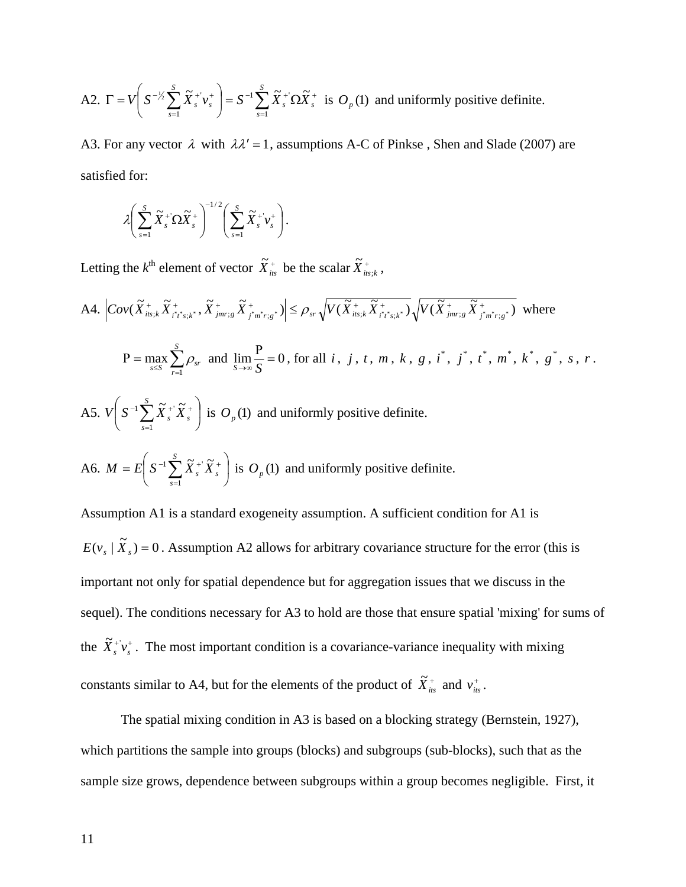A2. $\Gamma = V\left( S^{-1/2} \sum_{s=1}^{S} \widetilde{X}_s^{+'} v_s^{+} \right) = S^{-1} \sum_{s=1}^{S} \widetilde{X}_s^{+'} \Omega \widetilde{X}_s^{+}$ is $O_p(1)$ and uniformly positive definite.

A3. For any vector $\lambda$ with $\lambda\lambda' = 1$, assumptions A-C of Pinkse , Shen and Slade (2007) are satisfied for:

$$\lambda \left( \sum_{s=1}^{S} \widetilde{X}_s^{+'} \Omega \widetilde{X}_s^{+} \right)^{-1/2} \left( \sum_{s=1}^{S} \widetilde{X}_s^{+'} v_s^{+} \right).$$

Letting the $k^{\text{th}}$ element of vector $\widetilde{X}_{its}^{+}$ be the scalar $\widetilde{X}_{its;k}^{+}$ ,

A4. $\left| Cov(\widetilde{X}_{its;k}^{+} \widetilde{X}_{i^*t^*s;k^*}^{+}, \widetilde{X}_{jmr;g}^{+} \widetilde{X}_{j^*m^*r;g^*}^{+}) \right| \leq \rho_{sr} \sqrt{V(\widetilde{X}_{its;k}^{+} \widetilde{X}_{i^*t^*s;k^*}^{+})} \sqrt{V(\widetilde{X}_{jmr;g}^{+} \widetilde{X}_{j^*m^*r;g^*}^{+})}$ where

$$\mathrm{P} = \max_{s \leq S} \sum_{r=1}^{S} \rho_{sr} \text{ and } \lim_{S \to \infty} \frac{\mathrm{P}}{S} = 0 \text{, for all } i,\ j,\ t,\ m,\ k,\ g,\ i^*,\ j^*,\ t^*,\ m^*,\ k^*,\ g^*,\ s,\ r.$$

A5. $V\left( S^{-1} \sum_{s=1}^{S} \widetilde{X}_s^{+'} \widetilde{X}_s^{+} \right)$ is $O_p(1)$ and uniformly positive definite.

A6. $M = E\left( S^{-1} \sum_{s=1}^{S} \widetilde{X}_s^{+'} \widetilde{X}_s^{+} \right)$ is $O_p(1)$ and uniformly positive definite.

Assumption A1 is a standard exogeneity assumption. A sufficient condition for A1 is $E(v_s \mid \widetilde{X}_s) = 0$. Assumption A2 allows for arbitrary covariance structure for the error (this is important not only for spatial dependence but for aggregation issues that we discuss in the sequel). The conditions necessary for A3 to hold are those that ensure spatial 'mixing' for sums of the $\widetilde{X}_s^{+'} v_s^{+}$. The most important condition is a covariance-variance inequality with mixing constants similar to A4, but for the elements of the product of $\widetilde{X}_{its}^{+}$ and $v_{its}^{+}$.

The spatial mixing condition in A3 is based on a blocking strategy (Bernstein, 1927), which partitions the sample into groups (blocks) and subgroups (sub-blocks), such that as the sample size grows, dependence between subgroups within a group becomes negligible. First, it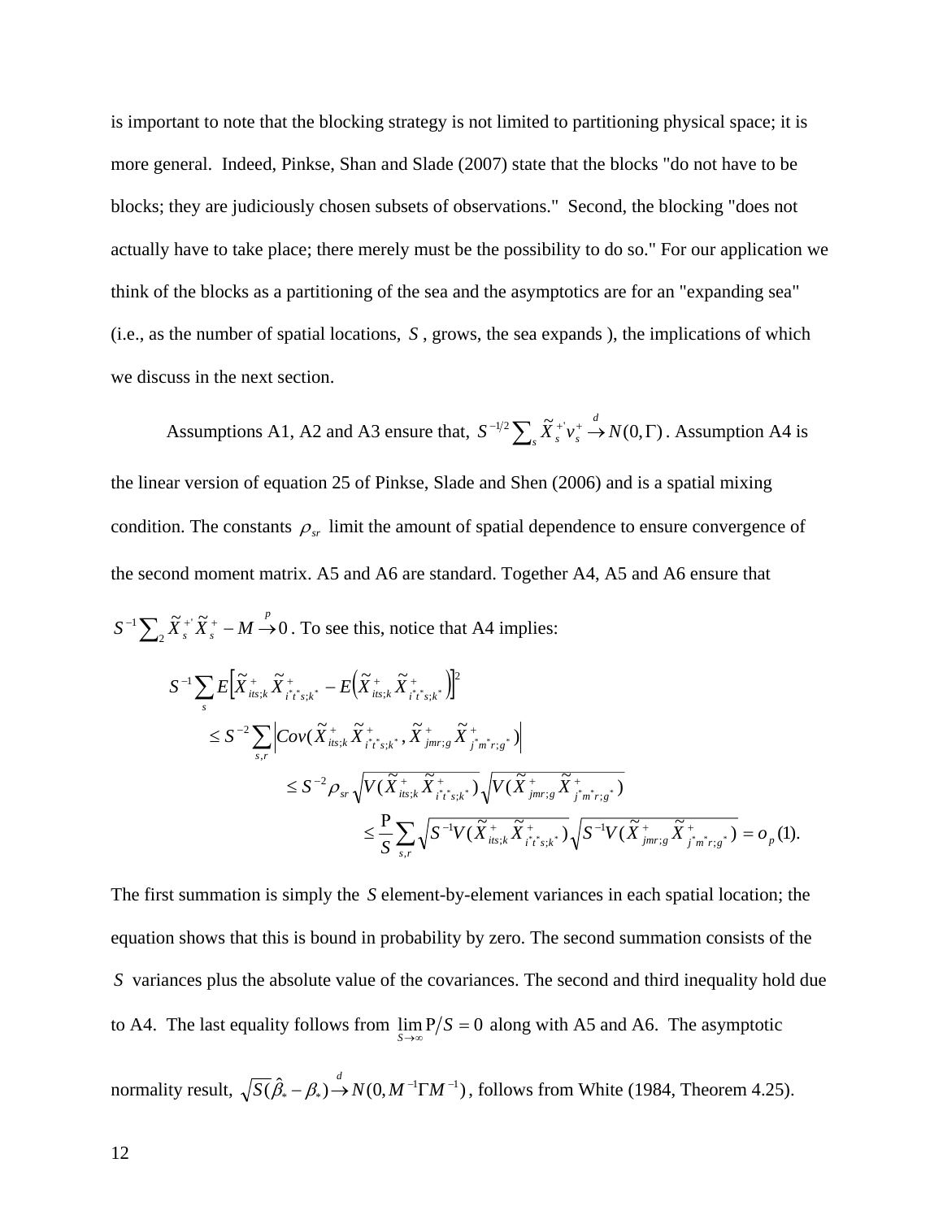is important to note that the blocking strategy is not limited to partitioning physical space; it is more general. Indeed, Pinkse, Shan and Slade (2007) state that the blocks "do not have to be blocks; they are judiciously chosen subsets of observations." Second, the blocking "does not actually have to take place; there merely must be the possibility to do so." For our application we think of the blocks as a partitioning of the sea and the asymptotics are for an "expanding sea" (i.e., as the number of spatial locations, $S$ , grows, the sea expands ), the implications of which we discuss in the next section.

Assumptions A1, A2 and A3 ensure that, $S^{-1/2}\sum_s \tilde{X}_s^{+'} v_s^+ \xrightarrow{d} N(0,\Gamma)$ . Assumption A4 is the linear version of equation 25 of Pinkse, Slade and Shen (2006) and is a spatial mixing condition. The constants $\rho_{sr}$ limit the amount of spatial dependence to ensure convergence of the second moment matrix. A5 and A6 are standard. Together A4, A5 and A6 ensure that $S^{-1}\sum_2 \tilde{X}_s^{+'}\tilde{X}_s^{+} - M \xrightarrow{p} 0$ . To see this, notice that A4 implies:

$$
\begin{aligned}
S^{-1}\sum_s E\left[\tilde{X}^+_{its;k}\tilde{X}^+_{i^*t^*s;k^*} - E\left(\tilde{X}^+_{its;k}\tilde{X}^+_{i^*t^*s;k^*}\right)\right]^2 \\
\le S^{-2}\sum_{s,r}\left|Cov(\tilde{X}^+_{its;k}\tilde{X}^+_{i^*t^*s;k^*},\tilde{X}^+_{jmr;g}\tilde{X}^+_{j^*m^*r;g^*})\right| \\
\le S^{-2}\rho_{sr}\sqrt{V(\tilde{X}^+_{its;k}\tilde{X}^+_{i^*t^*s;k^*})}\sqrt{V(\tilde{X}^+_{jmr;g}\tilde{X}^+_{j^*m^*r;g^*})} \\
\le \frac{\mathrm{P}}{S}\sum_{s,r}\sqrt{S^{-1}V(\tilde{X}^+_{its;k}\tilde{X}^+_{i^*t^*s;k^*})}\sqrt{S^{-1}V(\tilde{X}^+_{jmr;g}\tilde{X}^+_{j^*m^*r;g^*})} = o_p(1).
\end{aligned}
$$

The first summation is simply the $S$ element-by-element variances in each spatial location; the equation shows that this is bound in probability by zero. The second summation consists of the $S$ variances plus the absolute value of the covariances. The second and third inequality hold due to A4. The last equality follows from $\lim_{S\to\infty}\mathrm{P}/S = 0$ along with A5 and A6. The asymptotic normality result, $\sqrt{S}(\hat{\beta}_* - \beta_*) \xrightarrow{d} N(0, M^{-1}\Gamma M^{-1})$ , follows from White (1984, Theorem 4.25).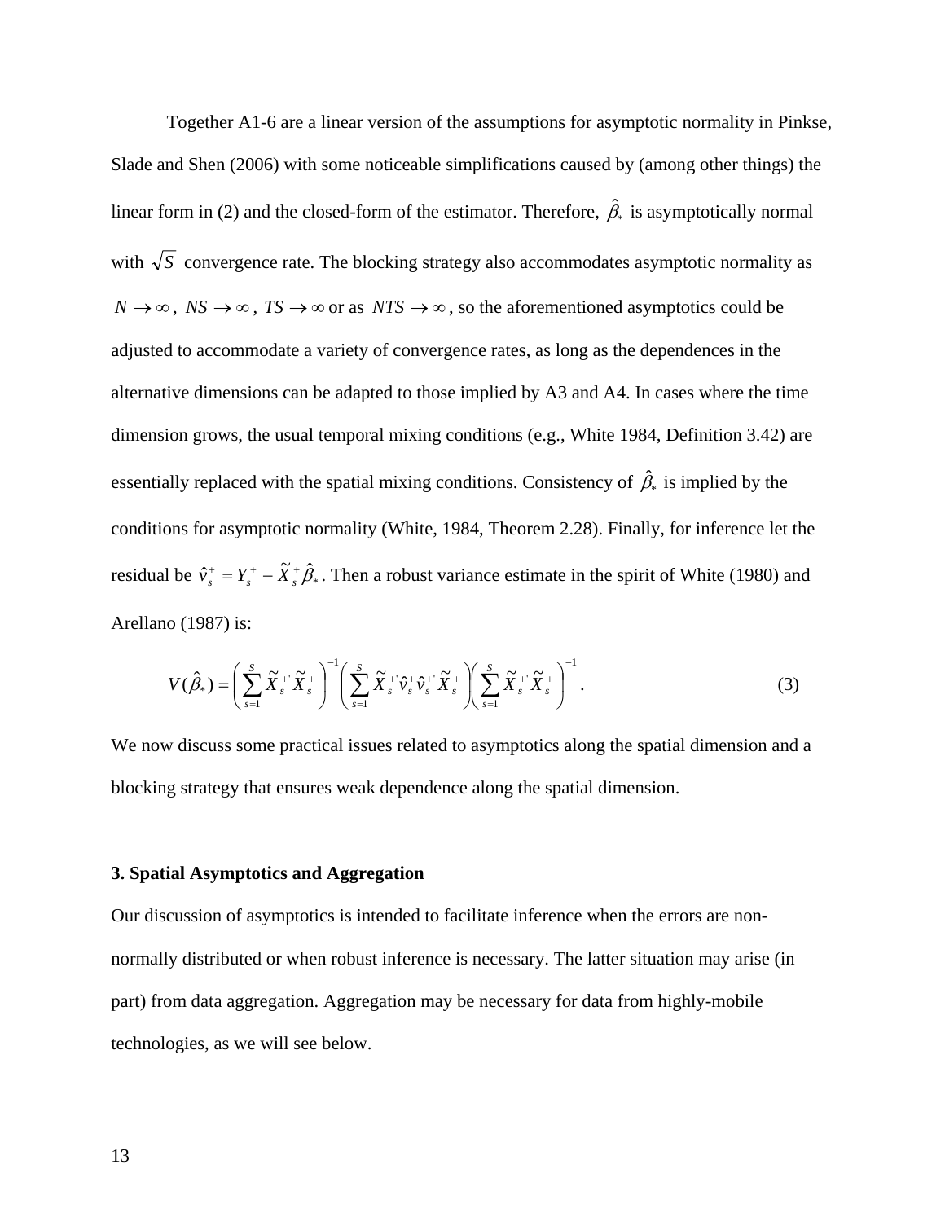Together A1-6 are a linear version of the assumptions for asymptotic normality in Pinkse, Slade and Shen (2006) with some noticeable simplifications caused by (among other things) the linear form in (2) and the closed-form of the estimator. Therefore, $\hat{\beta}_*$ is asymptotically normal with $\sqrt{S}$ convergence rate. The blocking strategy also accommodates asymptotic normality as $N \to \infty$, $NS \to \infty$, $TS \to \infty$ or as $NTS \to \infty$, so the aforementioned asymptotics could be adjusted to accommodate a variety of convergence rates, as long as the dependences in the alternative dimensions can be adapted to those implied by A3 and A4. In cases where the time dimension grows, the usual temporal mixing conditions (e.g., White 1984, Definition 3.42) are essentially replaced with the spatial mixing conditions. Consistency of $\hat{\beta}_*$ is implied by the conditions for asymptotic normality (White, 1984, Theorem 2.28). Finally, for inference let the residual be $\hat{v}_s^+ = Y_s^+ - \widetilde{X}_s^+ \hat{\beta}_*$. Then a robust variance estimate in the spirit of White (1980) and Arellano (1987) is:

$$V(\hat{\beta}_*) = \left( \sum_{s=1}^{S} \widetilde{X}_s^{+'} \widetilde{X}_s^+ \right)^{-1} \left( \sum_{s=1}^{S} \widetilde{X}_s^{+'} \hat{v}_s^+ \hat{v}_s^{+'} \widetilde{X}_s^+ \right) \left( \sum_{s=1}^{S} \widetilde{X}_s^{+'} \widetilde{X}_s^+ \right)^{-1}. \tag{3}$$

We now discuss some practical issues related to asymptotics along the spatial dimension and a blocking strategy that ensures weak dependence along the spatial dimension.

### 3. Spatial Asymptotics and Aggregation

Our discussion of asymptotics is intended to facilitate inference when the errors are non-normally distributed or when robust inference is necessary. The latter situation may arise (in part) from data aggregation. Aggregation may be necessary for data from highly-mobile technologies, as we will see below.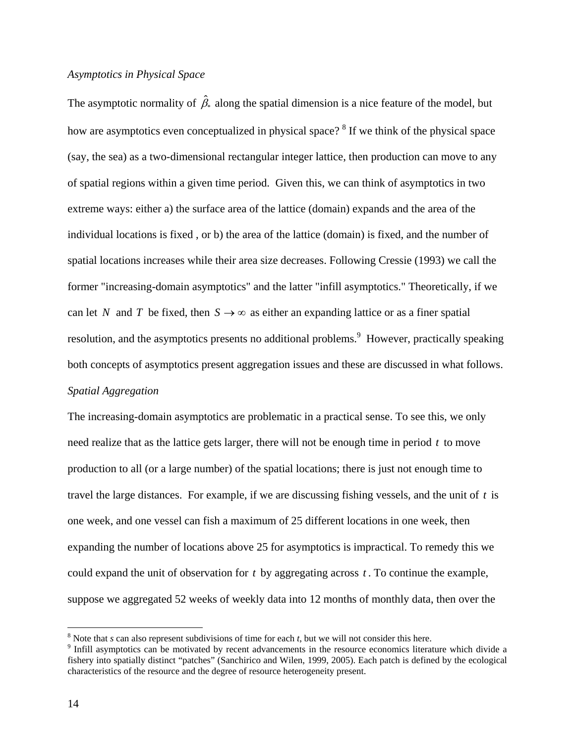*Asymptotics in Physical Space*

The asymptotic normality of $\hat{\beta}_*$ along the spatial dimension is a nice feature of the model, but how are asymptotics even conceptualized in physical space? [8] If we think of the physical space (say, the sea) as a two-dimensional rectangular integer lattice, then production can move to any of spatial regions within a given time period. Given this, we can think of asymptotics in two extreme ways: either a) the surface area of the lattice (domain) expands and the area of the individual locations is fixed , or b) the area of the lattice (domain) is fixed, and the number of spatial locations increases while their area size decreases. Following Cressie (1993) we call the former "increasing-domain asymptotics" and the latter "infill asymptotics." Theoretically, if we can let $N$ and $T$ be fixed, then $S \rightarrow \infty$ as either an expanding lattice or as a finer spatial resolution, and the asymptotics presents no additional problems.[9] However, practically speaking both concepts of asymptotics present aggregation issues and these are discussed in what follows.

*Spatial Aggregation*

The increasing-domain asymptotics are problematic in a practical sense. To see this, we only need realize that as the lattice gets larger, there will not be enough time in period $t$ to move production to all (or a large number) of the spatial locations; there is just not enough time to travel the large distances. For example, if we are discussing fishing vessels, and the unit of $t$ is one week, and one vessel can fish a maximum of 25 different locations in one week, then expanding the number of locations above 25 for asymptotics is impractical. To remedy this we could expand the unit of observation for $t$ by aggregating across $t$. To continue the example, suppose we aggregated 52 weeks of weekly data into 12 months of monthly data, then over the

---

[8] Note that *s* can also represent subdivisions of time for each *t*, but we will not consider this here.

[9] Infill asymptotics can be motivated by recent advancements in the resource economics literature which divide a fishery into spatially distinct "patches" (Sanchirico and Wilen, 1999, 2005). Each patch is defined by the ecological characteristics of the resource and the degree of resource heterogeneity present.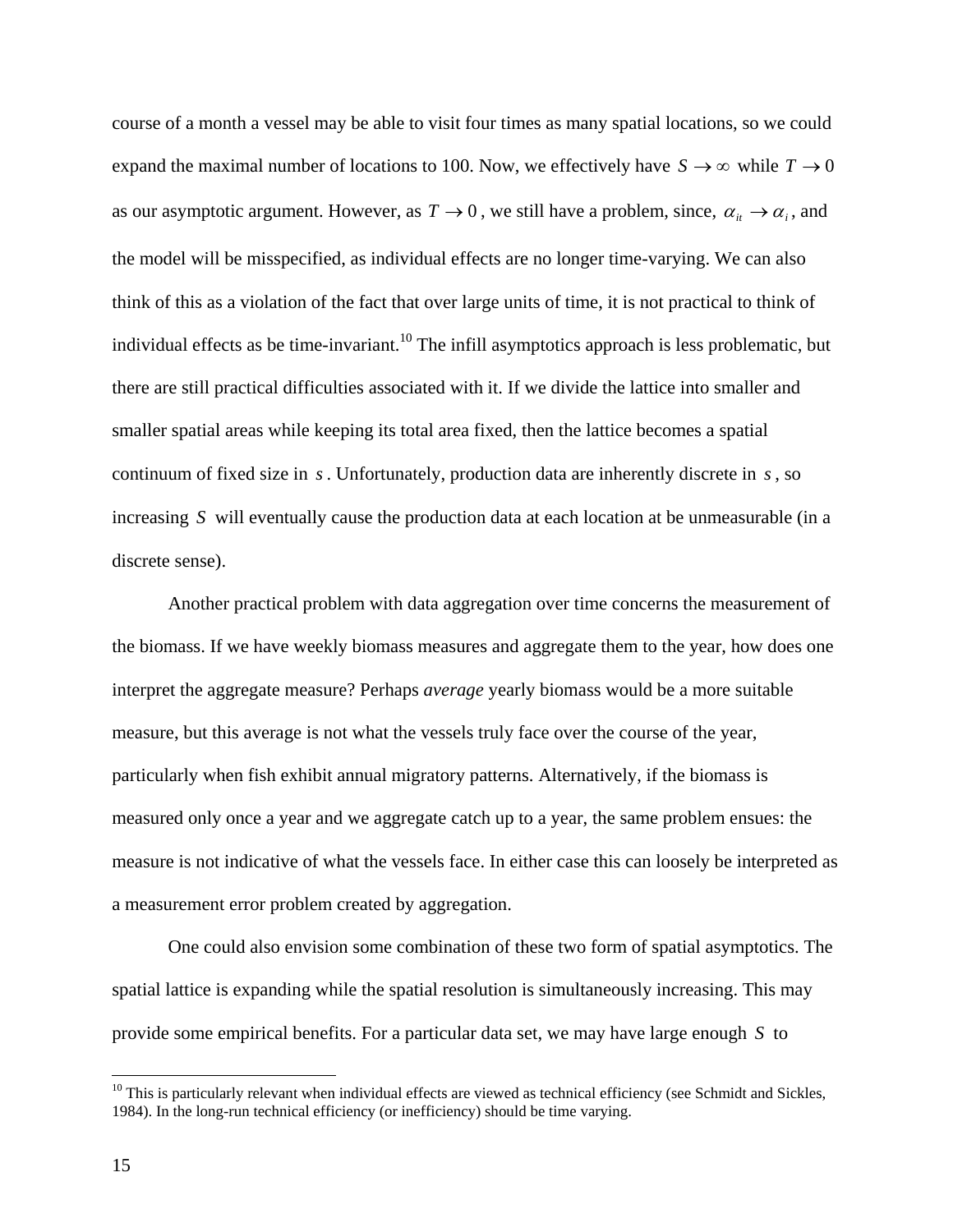course of a month a vessel may be able to visit four times as many spatial locations, so we could expand the maximal number of locations to 100. Now, we effectively have $S \to \infty$ while $T \to 0$ as our asymptotic argument. However, as $T \to 0$, we still have a problem, since, $\alpha_{it} \to \alpha_i$, and the model will be misspecified, as individual effects are no longer time-varying. We can also think of this as a violation of the fact that over large units of time, it is not practical to think of individual effects as be time-invariant.[10] The infill asymptotics approach is less problematic, but there are still practical difficulties associated with it. If we divide the lattice into smaller and smaller spatial areas while keeping its total area fixed, then the lattice becomes a spatial continuum of fixed size in $s$. Unfortunately, production data are inherently discrete in $s$, so increasing $S$ will eventually cause the production data at each location at be unmeasurable (in a discrete sense).

Another practical problem with data aggregation over time concerns the measurement of the biomass. If we have weekly biomass measures and aggregate them to the year, how does one interpret the aggregate measure? Perhaps *average* yearly biomass would be a more suitable measure, but this average is not what the vessels truly face over the course of the year, particularly when fish exhibit annual migratory patterns. Alternatively, if the biomass is measured only once a year and we aggregate catch up to a year, the same problem ensues: the measure is not indicative of what the vessels face. In either case this can loosely be interpreted as a measurement error problem created by aggregation.

One could also envision some combination of these two form of spatial asymptotics. The spatial lattice is expanding while the spatial resolution is simultaneously increasing. This may provide some empirical benefits. For a particular data set, we may have large enough $S$ to

[10] This is particularly relevant when individual effects are viewed as technical efficiency (see Schmidt and Sickles, 1984). In the long-run technical efficiency (or inefficiency) should be time varying.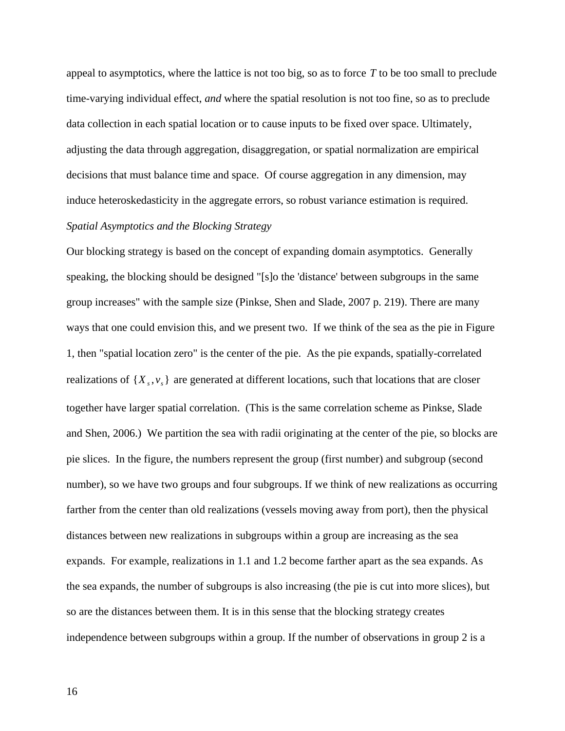appeal to asymptotics, where the lattice is not too big, so as to force $T$ to be too small to preclude time-varying individual effect, *and* where the spatial resolution is not too fine, so as to preclude data collection in each spatial location or to cause inputs to be fixed over space. Ultimately, adjusting the data through aggregation, disaggregation, or spatial normalization are empirical decisions that must balance time and space. Of course aggregation in any dimension, may induce heteroskedasticity in the aggregate errors, so robust variance estimation is required.

*Spatial Asymptotics and the Blocking Strategy*

Our blocking strategy is based on the concept of expanding domain asymptotics. Generally speaking, the blocking should be designed "[s]o the 'distance' between subgroups in the same group increases" with the sample size (Pinkse, Shen and Slade, 2007 p. 219). There are many ways that one could envision this, and we present two. If we think of the sea as the pie in Figure 1, then "spatial location zero" is the center of the pie. As the pie expands, spatially-correlated realizations of $\{X_s, v_s\}$ are generated at different locations, such that locations that are closer together have larger spatial correlation. (This is the same correlation scheme as Pinkse, Slade and Shen, 2006.) We partition the sea with radii originating at the center of the pie, so blocks are pie slices. In the figure, the numbers represent the group (first number) and subgroup (second number), so we have two groups and four subgroups. If we think of new realizations as occurring farther from the center than old realizations (vessels moving away from port), then the physical distances between new realizations in subgroups within a group are increasing as the sea expands. For example, realizations in 1.1 and 1.2 become farther apart as the sea expands. As the sea expands, the number of subgroups is also increasing (the pie is cut into more slices), but so are the distances between them. It is in this sense that the blocking strategy creates independence between subgroups within a group. If the number of observations in group 2 is a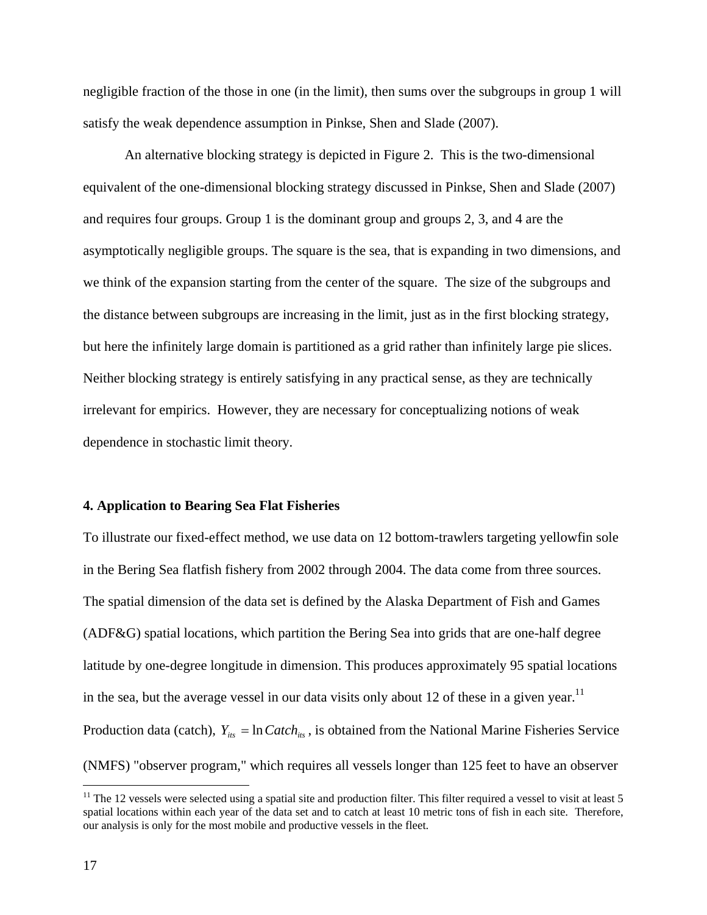negligible fraction of the those in one (in the limit), then sums over the subgroups in group 1 will satisfy the weak dependence assumption in Pinkse, Shen and Slade (2007).

An alternative blocking strategy is depicted in Figure 2. This is the two-dimensional equivalent of the one-dimensional blocking strategy discussed in Pinkse, Shen and Slade (2007) and requires four groups. Group 1 is the dominant group and groups 2, 3, and 4 are the asymptotically negligible groups. The square is the sea, that is expanding in two dimensions, and we think of the expansion starting from the center of the square. The size of the subgroups and the distance between subgroups are increasing in the limit, just as in the first blocking strategy, but here the infinitely large domain is partitioned as a grid rather than infinitely large pie slices. Neither blocking strategy is entirely satisfying in any practical sense, as they are technically irrelevant for empirics. However, they are necessary for conceptualizing notions of weak dependence in stochastic limit theory.

**4. Application to Bearing Sea Flat Fisheries**

To illustrate our fixed-effect method, we use data on 12 bottom-trawlers targeting yellowfin sole in the Bering Sea flatfish fishery from 2002 through 2004. The data come from three sources. The spatial dimension of the data set is defined by the Alaska Department of Fish and Games (ADF&G) spatial locations, which partition the Bering Sea into grids that are one-half degree latitude by one-degree longitude in dimension. This produces approximately 95 spatial locations in the sea, but the average vessel in our data visits only about 12 of these in a given year.[11] Production data (catch), $Y_{its} = \ln Catch_{its}$, is obtained from the National Marine Fisheries Service (NMFS) "observer program," which requires all vessels longer than 125 feet to have an observer

[11] The 12 vessels were selected using a spatial site and production filter. This filter required a vessel to visit at least 5 spatial locations within each year of the data set and to catch at least 10 metric tons of fish in each site. Therefore, our analysis is only for the most mobile and productive vessels in the fleet.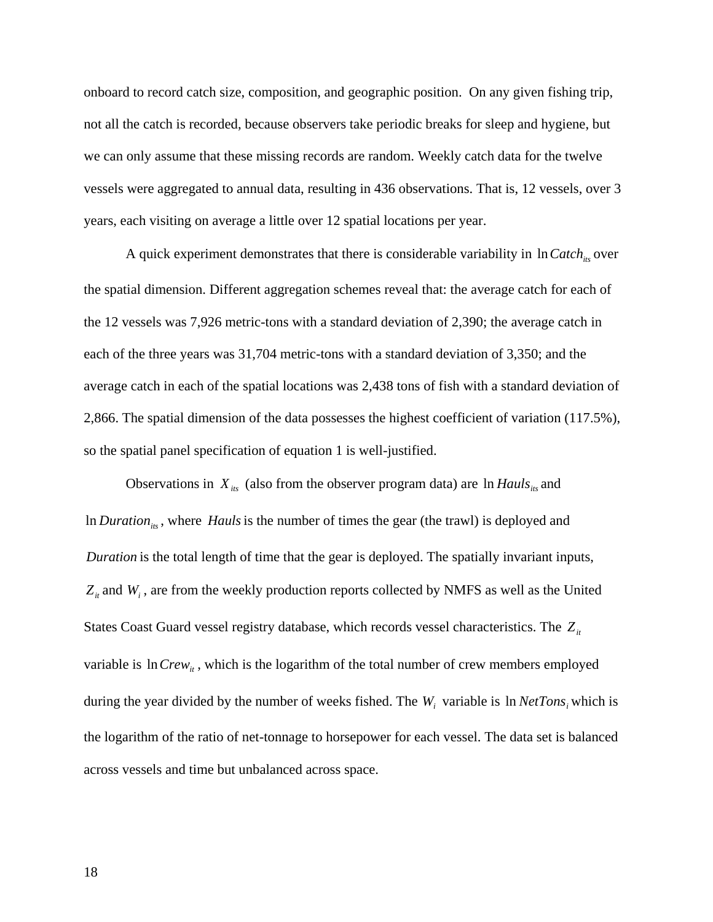onboard to record catch size, composition, and geographic position. On any given fishing trip, not all the catch is recorded, because observers take periodic breaks for sleep and hygiene, but we can only assume that these missing records are random. Weekly catch data for the twelve vessels were aggregated to annual data, resulting in 436 observations. That is, 12 vessels, over 3 years, each visiting on average a little over 12 spatial locations per year.

A quick experiment demonstrates that there is considerable variability in $\ln Catch_{its}$ over the spatial dimension. Different aggregation schemes reveal that: the average catch for each of the 12 vessels was 7,926 metric-tons with a standard deviation of 2,390; the average catch in each of the three years was 31,704 metric-tons with a standard deviation of 3,350; and the average catch in each of the spatial locations was 2,438 tons of fish with a standard deviation of 2,866. The spatial dimension of the data possesses the highest coefficient of variation (117.5%), so the spatial panel specification of equation 1 is well-justified.

Observations in $X_{its}$ (also from the observer program data) are $\ln Hauls_{its}$ and $\ln Duration_{its}$, where $Hauls$ is the number of times the gear (the trawl) is deployed and $Duration$ is the total length of time that the gear is deployed. The spatially invariant inputs, $Z_{it}$ and $W_i$, are from the weekly production reports collected by NMFS as well as the United States Coast Guard vessel registry database, which records vessel characteristics. The $Z_{it}$ variable is $\ln Crew_{it}$, which is the logarithm of the total number of crew members employed during the year divided by the number of weeks fished. The $W_i$ variable is $\ln NetTons_i$ which is the logarithm of the ratio of net-tonnage to horsepower for each vessel. The data set is balanced across vessels and time but unbalanced across space.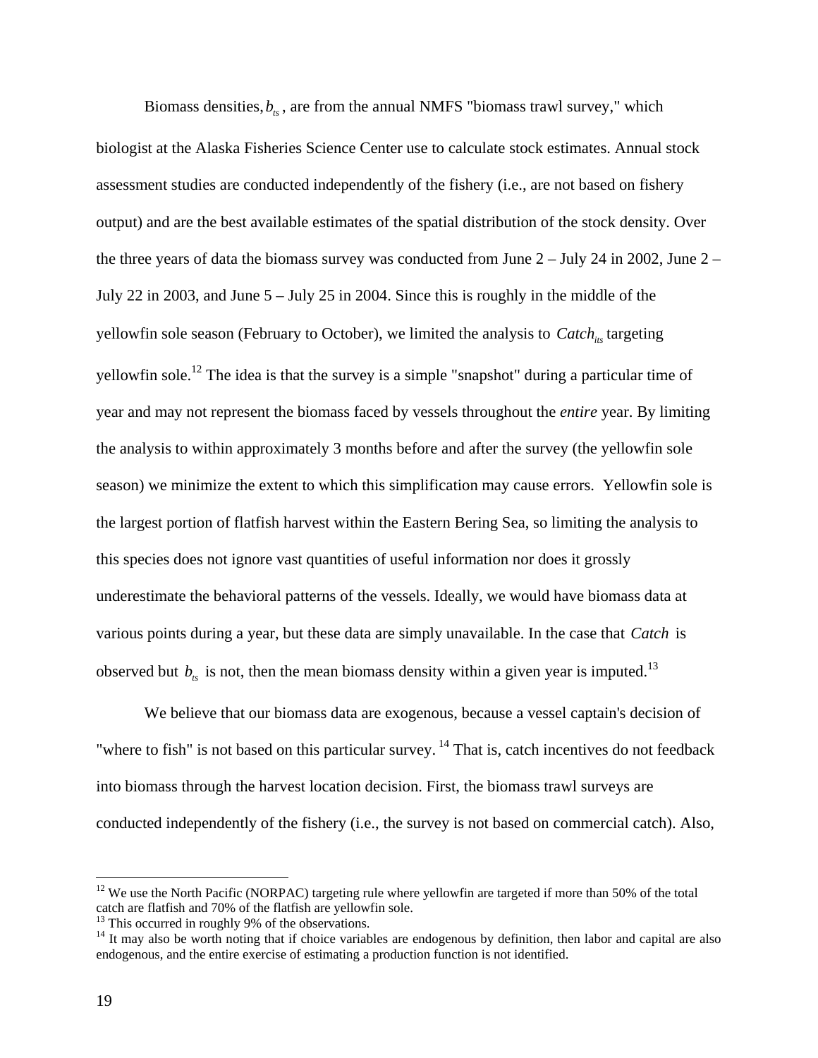Biomass densities, $b_{ts}$, are from the annual NMFS "biomass trawl survey," which biologist at the Alaska Fisheries Science Center use to calculate stock estimates. Annual stock assessment studies are conducted independently of the fishery (i.e., are not based on fishery output) and are the best available estimates of the spatial distribution of the stock density. Over the three years of data the biomass survey was conducted from June 2 – July 24 in 2002, June 2 – July 22 in 2003, and June 5 – July 25 in 2004. Since this is roughly in the middle of the yellowfin sole season (February to October), we limited the analysis to $Catch_{its}$ targeting yellowfin sole.[12] The idea is that the survey is a simple "snapshot" during a particular time of year and may not represent the biomass faced by vessels throughout the *entire* year. By limiting the analysis to within approximately 3 months before and after the survey (the yellowfin sole season) we minimize the extent to which this simplification may cause errors. Yellowfin sole is the largest portion of flatfish harvest within the Eastern Bering Sea, so limiting the analysis to this species does not ignore vast quantities of useful information nor does it grossly underestimate the behavioral patterns of the vessels. Ideally, we would have biomass data at various points during a year, but these data are simply unavailable. In the case that $Catch$ is observed but $b_{ts}$ is not, then the mean biomass density within a given year is imputed.[13]

We believe that our biomass data are exogenous, because a vessel captain's decision of "where to fish" is not based on this particular survey. [14] That is, catch incentives do not feedback into biomass through the harvest location decision. First, the biomass trawl surveys are conducted independently of the fishery (i.e., the survey is not based on commercial catch). Also,

---

[12] We use the North Pacific (NORPAC) targeting rule where yellowfin are targeted if more than 50% of the total catch are flatfish and 70% of the flatfish are yellowfin sole.

[13] This occurred in roughly 9% of the observations.

[14] It may also be worth noting that if choice variables are endogenous by definition, then labor and capital are also endogenous, and the entire exercise of estimating a production function is not identified.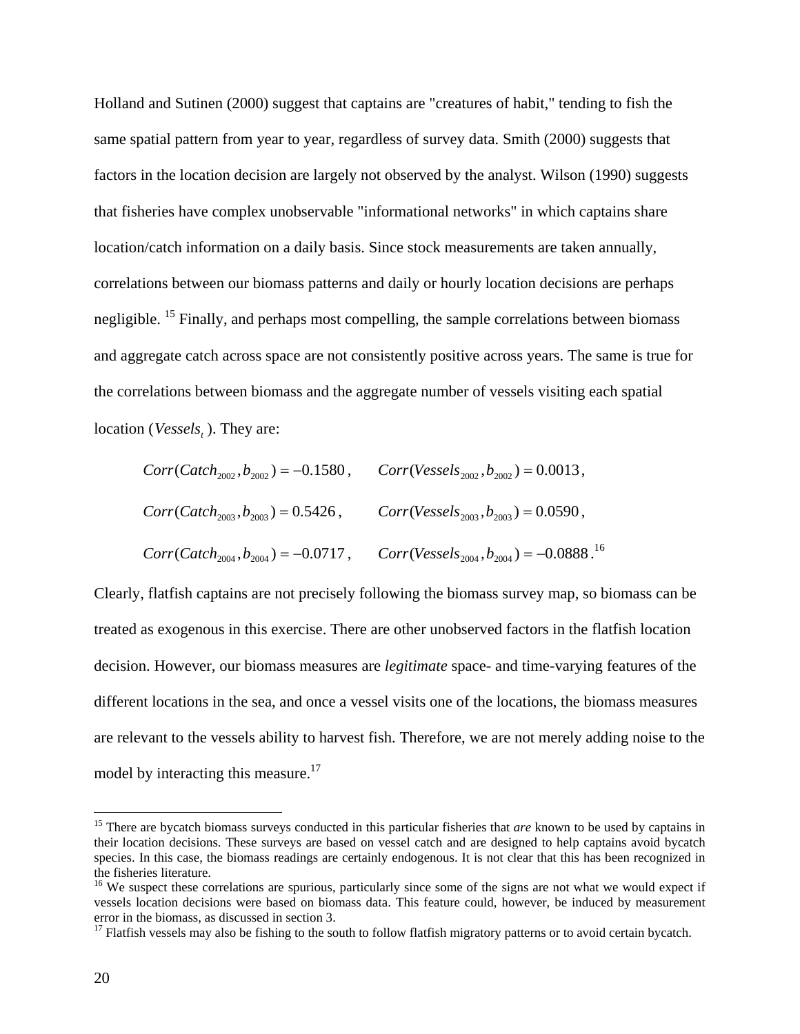Holland and Sutinen (2000) suggest that captains are "creatures of habit," tending to fish the same spatial pattern from year to year, regardless of survey data. Smith (2000) suggests that factors in the location decision are largely not observed by the analyst. Wilson (1990) suggests that fisheries have complex unobservable "informational networks" in which captains share location/catch information on a daily basis. Since stock measurements are taken annually, correlations between our biomass patterns and daily or hourly location decisions are perhaps negligible. [15] Finally, and perhaps most compelling, the sample correlations between biomass and aggregate catch across space are not consistently positive across years. The same is true for the correlations between biomass and the aggregate number of vessels visiting each spatial location ($Vessels_t$ ). They are:

$$Corr(Catch_{2002}, b_{2002}) = -0.1580, \qquad Corr(Vessels_{2002}, b_{2002}) = 0.0013,$$

$$Corr(Catch_{2003}, b_{2003}) = 0.5426, \qquad Corr(Vessels_{2003}, b_{2003}) = 0.0590,$$

$$Corr(Catch_{2004}, b_{2004}) = -0.0717, \qquad Corr(Vessels_{2004}, b_{2004}) = -0.0888.$$ [16]

Clearly, flatfish captains are not precisely following the biomass survey map, so biomass can be treated as exogenous in this exercise. There are other unobserved factors in the flatfish location decision. However, our biomass measures are *legitimate* space- and time-varying features of the different locations in the sea, and once a vessel visits one of the locations, the biomass measures are relevant to the vessels ability to harvest fish. Therefore, we are not merely adding noise to the model by interacting this measure.[17]

---

[15] There are bycatch biomass surveys conducted in this particular fisheries that *are* known to be used by captains in their location decisions. These surveys are based on vessel catch and are designed to help captains avoid bycatch species. In this case, the biomass readings are certainly endogenous. It is not clear that this has been recognized in the fisheries literature.

[16] We suspect these correlations are spurious, particularly since some of the signs are not what we would expect if vessels location decisions were based on biomass data. This feature could, however, be induced by measurement error in the biomass, as discussed in section 3.

[17] Flatfish vessels may also be fishing to the south to follow flatfish migratory patterns or to avoid certain bycatch.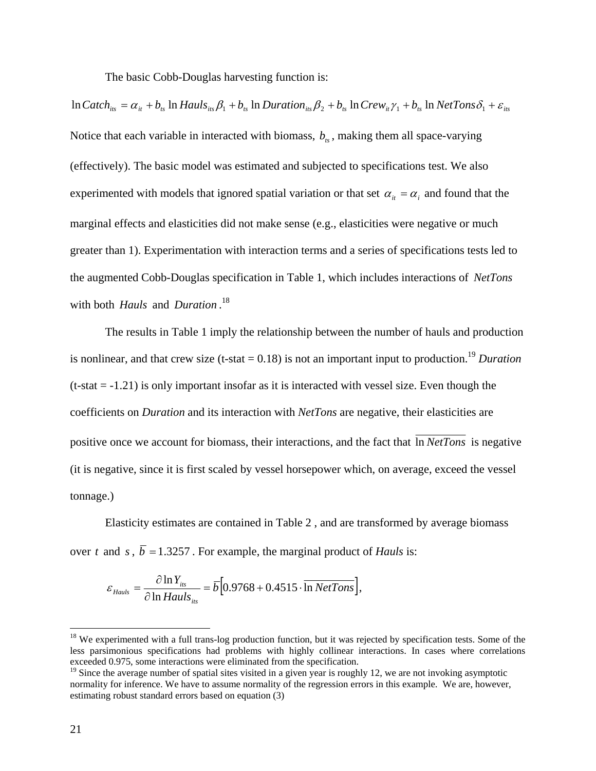The basic Cobb-Douglas harvesting function is:

$$\ln Catch_{its} = \alpha_{it} + b_{ts} \ln Hauls_{its}\beta_1 + b_{ts} \ln Duration_{its}\beta_2 + b_{ts} \ln Crew_{it}\gamma_1 + b_{ts} \ln NetTons\delta_1 + \varepsilon_{its}$$

Notice that each variable in interacted with biomass, $b_{ts}$, making them all space-varying (effectively). The basic model was estimated and subjected to specifications test. We also experimented with models that ignored spatial variation or that set $\alpha_{it} = \alpha_i$ and found that the marginal effects and elasticities did not make sense (e.g., elasticities were negative or much greater than 1). Experimentation with interaction terms and a series of specifications tests led to the augmented Cobb-Douglas specification in Table 1, which includes interactions of *NetTons* with both *Hauls* and *Duration*.[18]

The results in Table 1 imply the relationship between the number of hauls and production is nonlinear, and that crew size (t-stat = 0.18) is not an important input to production.[19] *Duration* (t-stat = -1.21) is only important insofar as it is interacted with vessel size. Even though the coefficients on *Duration* and its interaction with *NetTons* are negative, their elasticities are positive once we account for biomass, their interactions, and the fact that $\overline{\ln NetTons}$ is negative (it is negative, since it is first scaled by vessel horsepower which, on average, exceed the vessel tonnage.)

Elasticity estimates are contained in Table 2 , and are transformed by average biomass over $t$ and $s$, $\bar{b} = 1.3257$. For example, the marginal product of *Hauls* is:

$$\varepsilon_{Hauls} = \frac{\partial \ln Y_{its}}{\partial \ln Hauls_{its}} = \bar{b}\left[0.9768 + 0.4515 \cdot \overline{\ln NetTons}\right],$$

---

[18] We experimented with a full trans-log production function, but it was rejected by specification tests. Some of the less parsimonious specifications had problems with highly collinear interactions. In cases where correlations exceeded 0.975, some interactions were eliminated from the specification.

[19] Since the average number of spatial sites visited in a given year is roughly 12, we are not invoking asymptotic normality for inference. We have to assume normality of the regression errors in this example. We are, however, estimating robust standard errors based on equation (3)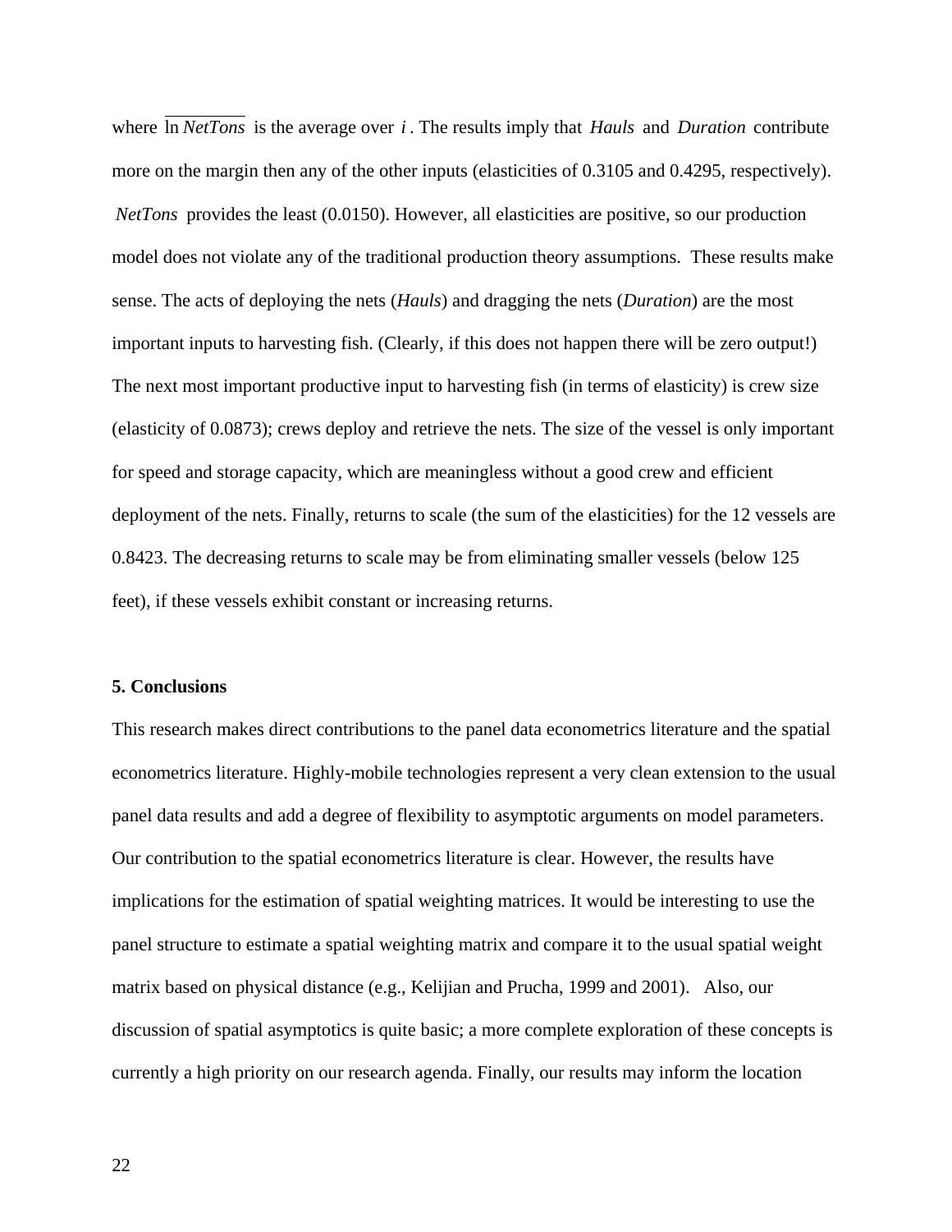where $\overline{\ln NetTons}$ is the average over $i$. The results imply that *Hauls* and *Duration* contribute more on the margin then any of the other inputs (elasticities of 0.3105 and 0.4295, respectively). *NetTons* provides the least (0.0150). However, all elasticities are positive, so our production model does not violate any of the traditional production theory assumptions. These results make sense. The acts of deploying the nets (*Hauls*) and dragging the nets (*Duration*) are the most important inputs to harvesting fish. (Clearly, if this does not happen there will be zero output!) The next most important productive input to harvesting fish (in terms of elasticity) is crew size (elasticity of 0.0873); crews deploy and retrieve the nets. The size of the vessel is only important for speed and storage capacity, which are meaningless without a good crew and efficient deployment of the nets. Finally, returns to scale (the sum of the elasticities) for the 12 vessels are 0.8423. The decreasing returns to scale may be from eliminating smaller vessels (below 125 feet), if these vessels exhibit constant or increasing returns.

## 5. Conclusions

This research makes direct contributions to the panel data econometrics literature and the spatial econometrics literature. Highly-mobile technologies represent a very clean extension to the usual panel data results and add a degree of flexibility to asymptotic arguments on model parameters. Our contribution to the spatial econometrics literature is clear. However, the results have implications for the estimation of spatial weighting matrices. It would be interesting to use the panel structure to estimate a spatial weighting matrix and compare it to the usual spatial weight matrix based on physical distance (e.g., Kelijian and Prucha, 1999 and 2001). Also, our discussion of spatial asymptotics is quite basic; a more complete exploration of these concepts is currently a high priority on our research agenda. Finally, our results may inform the location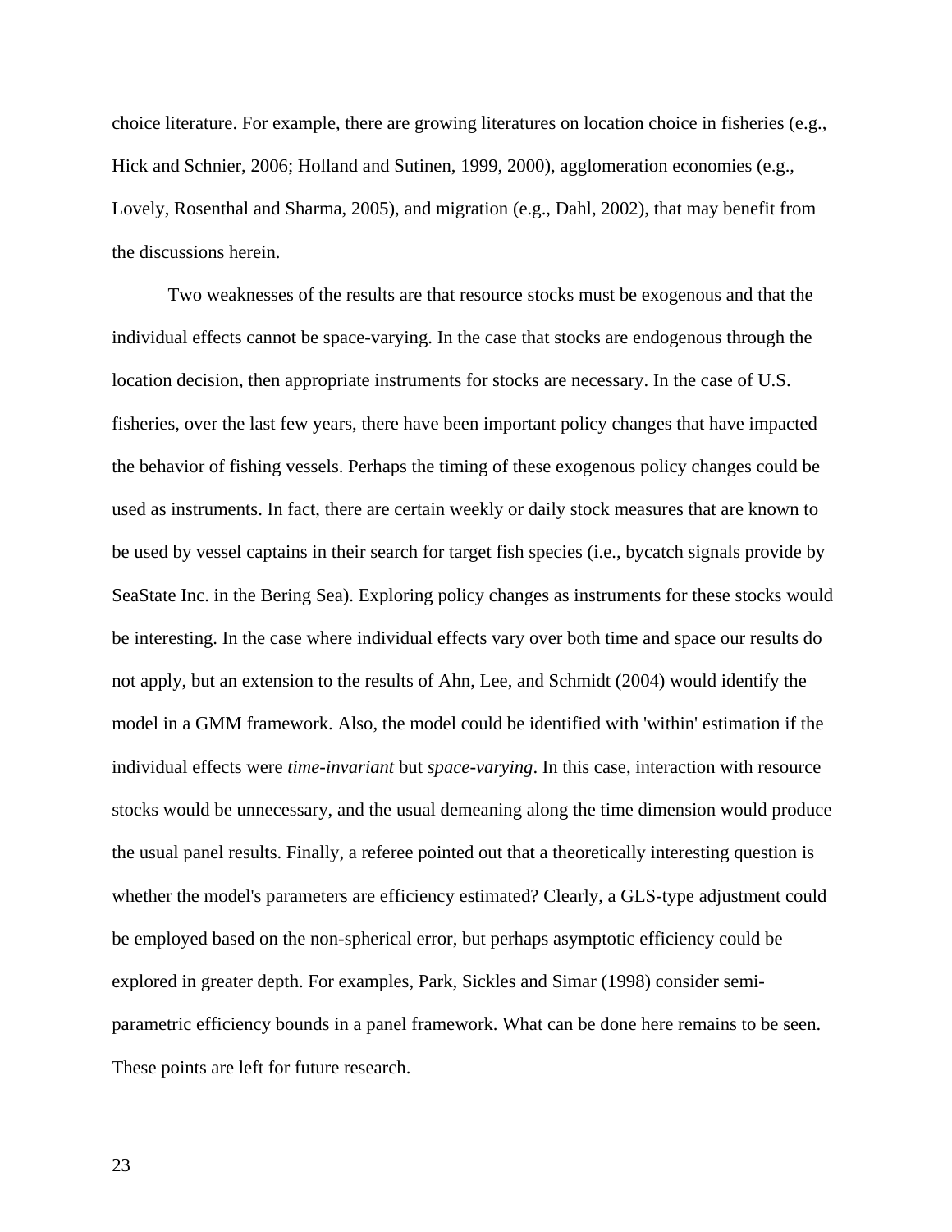choice literature. For example, there are growing literatures on location choice in fisheries (e.g., Hick and Schnier, 2006; Holland and Sutinen, 1999, 2000), agglomeration economies (e.g., Lovely, Rosenthal and Sharma, 2005), and migration (e.g., Dahl, 2002), that may benefit from the discussions herein.

Two weaknesses of the results are that resource stocks must be exogenous and that the individual effects cannot be space-varying. In the case that stocks are endogenous through the location decision, then appropriate instruments for stocks are necessary. In the case of U.S. fisheries, over the last few years, there have been important policy changes that have impacted the behavior of fishing vessels. Perhaps the timing of these exogenous policy changes could be used as instruments. In fact, there are certain weekly or daily stock measures that are known to be used by vessel captains in their search for target fish species (i.e., bycatch signals provide by SeaState Inc. in the Bering Sea). Exploring policy changes as instruments for these stocks would be interesting. In the case where individual effects vary over both time and space our results do not apply, but an extension to the results of Ahn, Lee, and Schmidt (2004) would identify the model in a GMM framework. Also, the model could be identified with 'within' estimation if the individual effects were *time-invariant* but *space-varying*. In this case, interaction with resource stocks would be unnecessary, and the usual demeaning along the time dimension would produce the usual panel results. Finally, a referee pointed out that a theoretically interesting question is whether the model's parameters are efficiency estimated? Clearly, a GLS-type adjustment could be employed based on the non-spherical error, but perhaps asymptotic efficiency could be explored in greater depth. For examples, Park, Sickles and Simar (1998) consider semi-parametric efficiency bounds in a panel framework. What can be done here remains to be seen. These points are left for future research.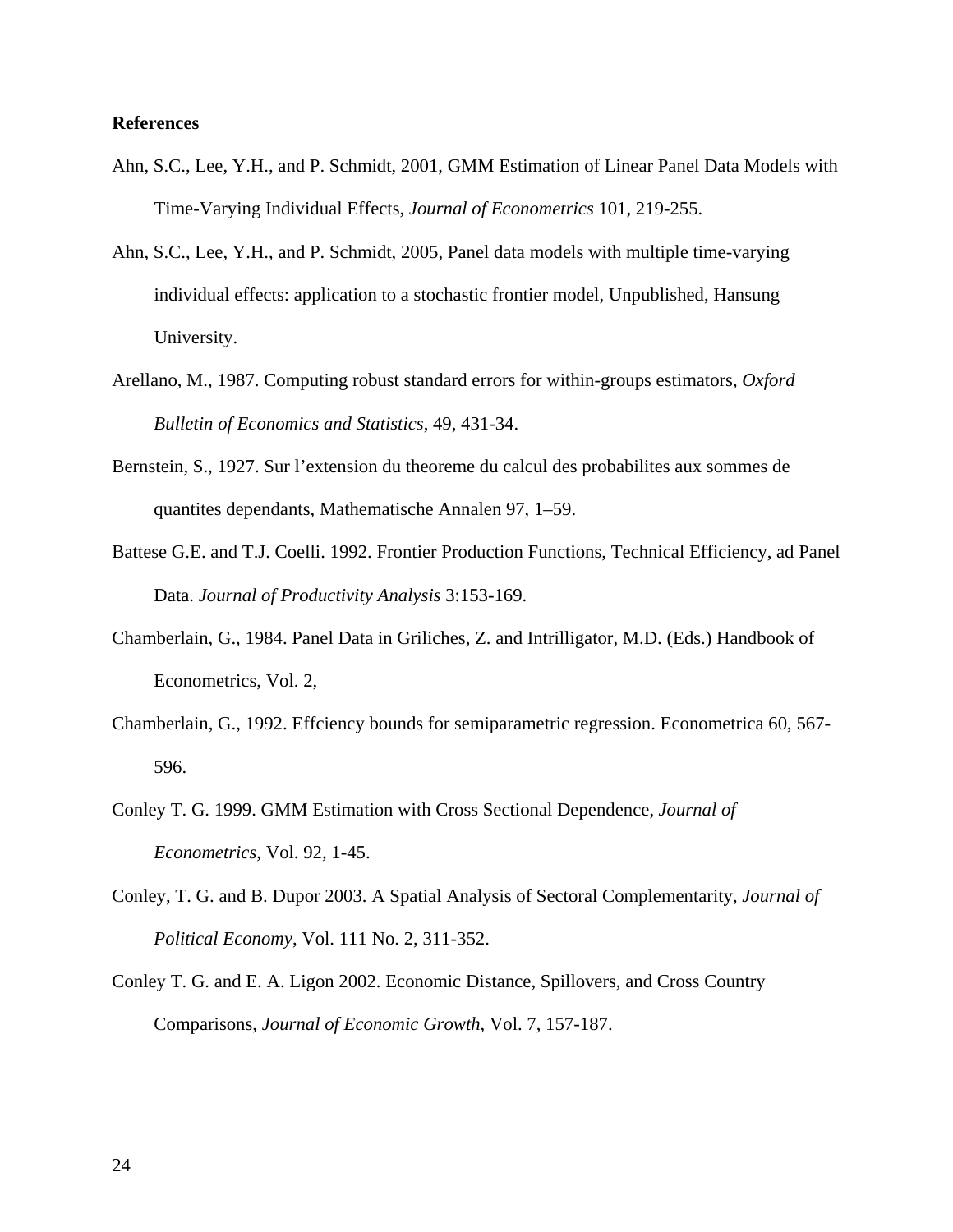**References**

Ahn, S.C., Lee, Y.H., and P. Schmidt, 2001, GMM Estimation of Linear Panel Data Models with Time-Varying Individual Effects, *Journal of Econometrics* 101, 219-255.

Ahn, S.C., Lee, Y.H., and P. Schmidt, 2005, Panel data models with multiple time-varying individual effects: application to a stochastic frontier model, Unpublished, Hansung University.

Arellano, M., 1987. Computing robust standard errors for within-groups estimators, *Oxford Bulletin of Economics and Statistics*, 49, 431-34.

Bernstein, S., 1927. Sur l'extension du theoreme du calcul des probabilites aux sommes de quantites dependants, Mathematische Annalen 97, 1–59.

Battese G.E. and T.J. Coelli. 1992. Frontier Production Functions, Technical Efficiency, ad Panel Data. *Journal of Productivity Analysis* 3:153-169.

Chamberlain, G., 1984. Panel Data in Griliches, Z. and Intrilligator, M.D. (Eds.) Handbook of Econometrics, Vol. 2,

Chamberlain, G., 1992. Effciency bounds for semiparametric regression. Econometrica 60, 567-596.

Conley T. G. 1999. GMM Estimation with Cross Sectional Dependence, *Journal of Econometrics*, Vol. 92, 1-45.

Conley, T. G. and B. Dupor 2003. A Spatial Analysis of Sectoral Complementarity, *Journal of Political Economy*, Vol. 111 No. 2, 311-352.

Conley T. G. and E. A. Ligon 2002. Economic Distance, Spillovers, and Cross Country Comparisons, *Journal of Economic Growth*, Vol. 7, 157-187.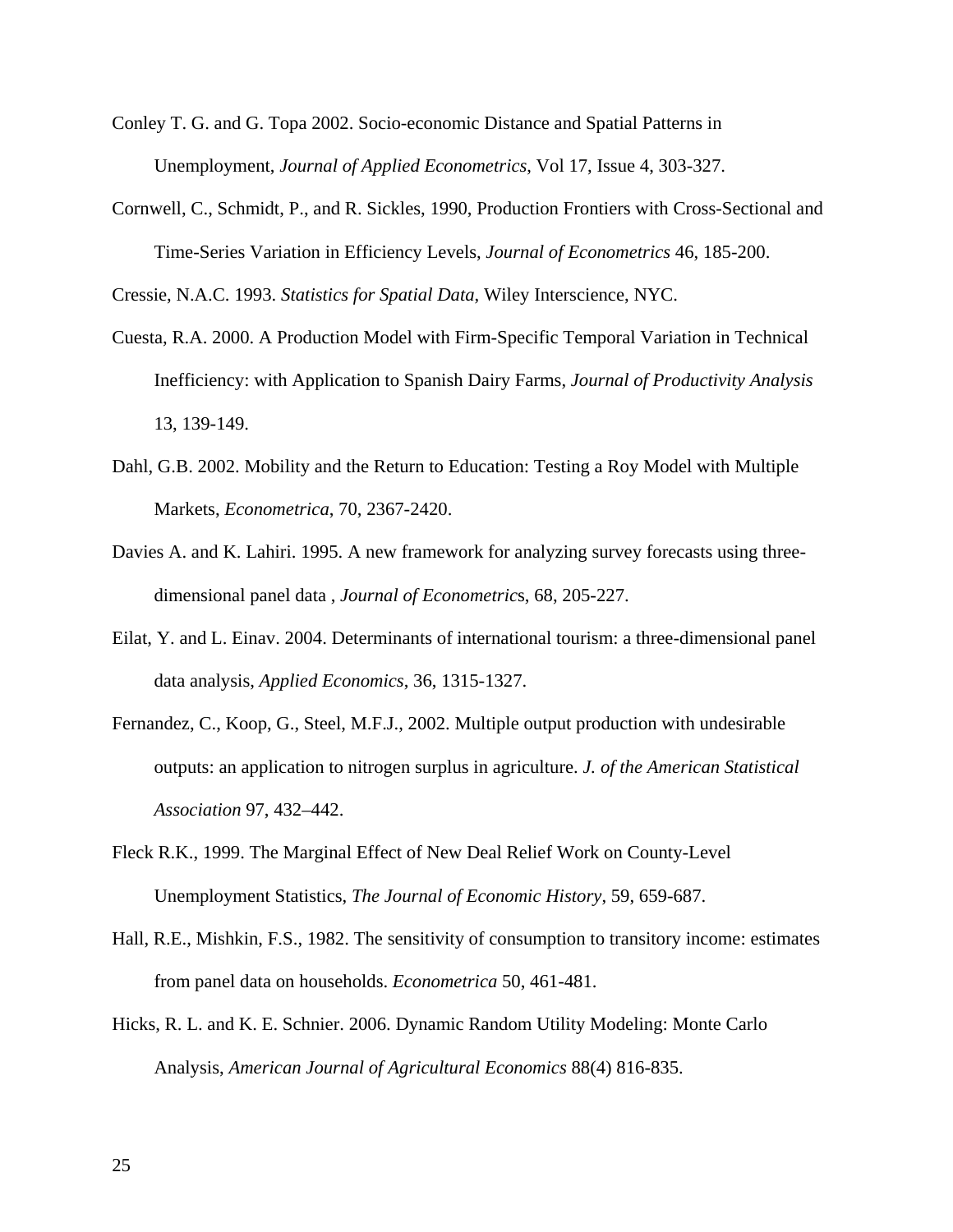Conley T. G. and G. Topa 2002. Socio-economic Distance and Spatial Patterns in Unemployment, *Journal of Applied Econometrics*, Vol 17, Issue 4, 303-327.

Cornwell, C., Schmidt, P., and R. Sickles, 1990, Production Frontiers with Cross-Sectional and Time-Series Variation in Efficiency Levels, *Journal of Econometrics* 46, 185-200.

Cressie, N.A.C. 1993. *Statistics for Spatial Data*, Wiley Interscience, NYC.

Cuesta, R.A. 2000. A Production Model with Firm-Specific Temporal Variation in Technical Inefficiency: with Application to Spanish Dairy Farms, *Journal of Productivity Analysis* 13, 139-149.

Dahl, G.B. 2002. Mobility and the Return to Education: Testing a Roy Model with Multiple Markets, *Econometrica*, 70, 2367-2420.

Davies A. and K. Lahiri. 1995. A new framework for analyzing survey forecasts using three-dimensional panel data , *Journal of Econometric*s, 68, 205-227.

Eilat, Y. and L. Einav. 2004. Determinants of international tourism: a three-dimensional panel data analysis, *Applied Economics*, 36, 1315-1327.

Fernandez, C., Koop, G., Steel, M.F.J., 2002. Multiple output production with undesirable outputs: an application to nitrogen surplus in agriculture. *J. of the American Statistical Association* 97, 432–442.

Fleck R.K., 1999. The Marginal Effect of New Deal Relief Work on County-Level Unemployment Statistics, *The Journal of Economic History*, 59, 659-687.

Hall, R.E., Mishkin, F.S., 1982. The sensitivity of consumption to transitory income: estimates from panel data on households. *Econometrica* 50, 461-481.

Hicks, R. L. and K. E. Schnier. 2006. Dynamic Random Utility Modeling: Monte Carlo Analysis, *American Journal of Agricultural Economics* 88(4) 816-835.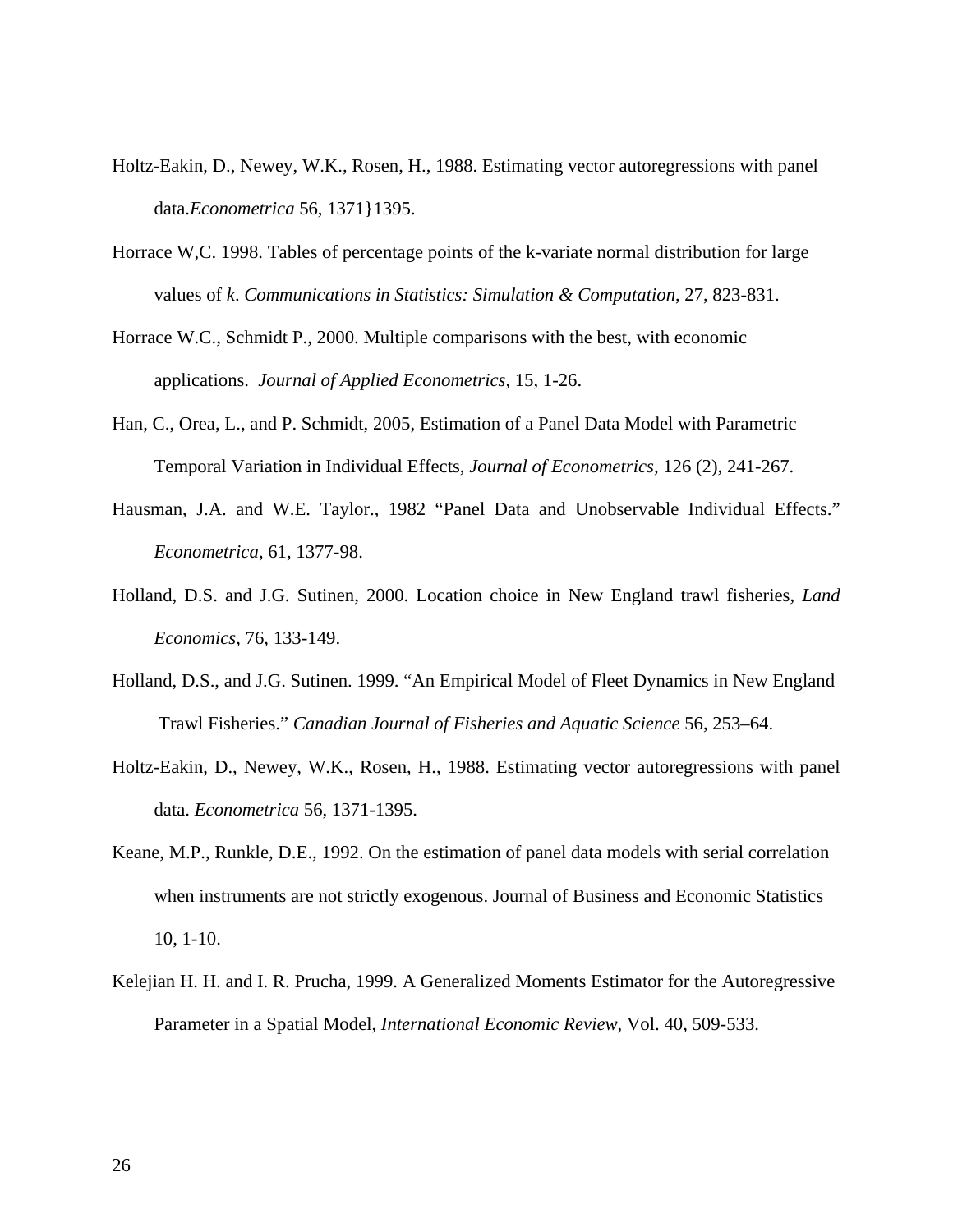Holtz-Eakin, D., Newey, W.K., Rosen, H., 1988. Estimating vector autoregressions with panel data.*Econometrica* 56, 1371}1395.

Horrace W,C. 1998. Tables of percentage points of the k-variate normal distribution for large values of *k*. *Communications in Statistics: Simulation & Computation*, 27, 823-831.

Horrace W.C., Schmidt P., 2000. Multiple comparisons with the best, with economic applications. *Journal of Applied Econometrics*, 15, 1-26.

Han, C., Orea, L., and P. Schmidt, 2005, Estimation of a Panel Data Model with Parametric Temporal Variation in Individual Effects, *Journal of Econometrics*, 126 (2), 241-267.

Hausman, J.A. and W.E. Taylor., 1982 "Panel Data and Unobservable Individual Effects." *Econometrica*, 61, 1377-98.

Holland, D.S. and J.G. Sutinen, 2000. Location choice in New England trawl fisheries, *Land Economics*, 76, 133-149.

Holland, D.S., and J.G. Sutinen. 1999. "An Empirical Model of Fleet Dynamics in New England Trawl Fisheries." *Canadian Journal of Fisheries and Aquatic Science* 56, 253–64.

Holtz-Eakin, D., Newey, W.K., Rosen, H., 1988. Estimating vector autoregressions with panel data. *Econometrica* 56, 1371-1395.

Keane, M.P., Runkle, D.E., 1992. On the estimation of panel data models with serial correlation when instruments are not strictly exogenous. Journal of Business and Economic Statistics 10, 1-10.

Kelejian H. H. and I. R. Prucha, 1999. A Generalized Moments Estimator for the Autoregressive Parameter in a Spatial Model, *International Economic Review*, Vol. 40, 509-533.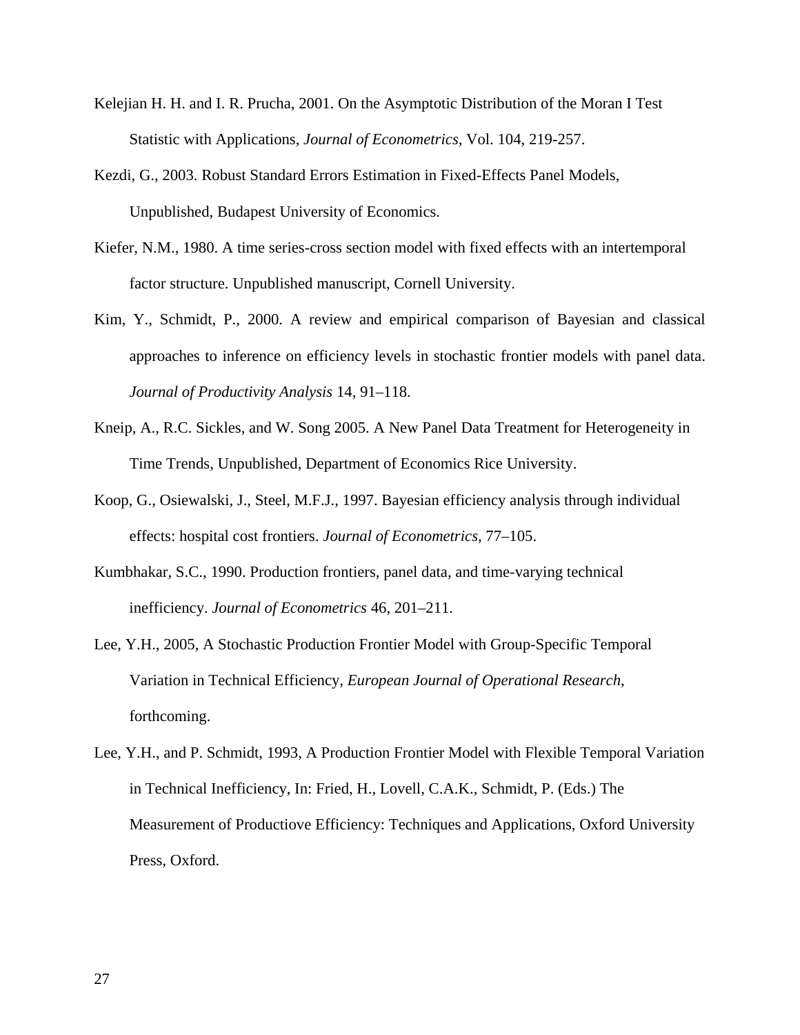Kelejian H. H. and I. R. Prucha, 2001. On the Asymptotic Distribution of the Moran I Test Statistic with Applications, *Journal of Econometrics*, Vol. 104, 219-257.

Kezdi, G., 2003. Robust Standard Errors Estimation in Fixed-Effects Panel Models, Unpublished, Budapest University of Economics.

Kiefer, N.M., 1980. A time series-cross section model with fixed effects with an intertemporal factor structure. Unpublished manuscript, Cornell University.

Kim, Y., Schmidt, P., 2000. A review and empirical comparison of Bayesian and classical approaches to inference on efficiency levels in stochastic frontier models with panel data. *Journal of Productivity Analysis* 14, 91–118.

Kneip, A., R.C. Sickles, and W. Song 2005. A New Panel Data Treatment for Heterogeneity in Time Trends, Unpublished, Department of Economics Rice University.

Koop, G., Osiewalski, J., Steel, M.F.J., 1997. Bayesian efficiency analysis through individual effects: hospital cost frontiers. *Journal of Econometrics*, 77–105.

Kumbhakar, S.C., 1990. Production frontiers, panel data, and time-varying technical inefficiency. *Journal of Econometrics* 46, 201–211.

Lee, Y.H., 2005, A Stochastic Production Frontier Model with Group-Specific Temporal Variation in Technical Efficiency, *European Journal of Operational Research*, forthcoming.

Lee, Y.H., and P. Schmidt, 1993, A Production Frontier Model with Flexible Temporal Variation in Technical Inefficiency, In: Fried, H., Lovell, C.A.K., Schmidt, P. (Eds.) The Measurement of Productiove Efficiency: Techniques and Applications, Oxford University Press, Oxford.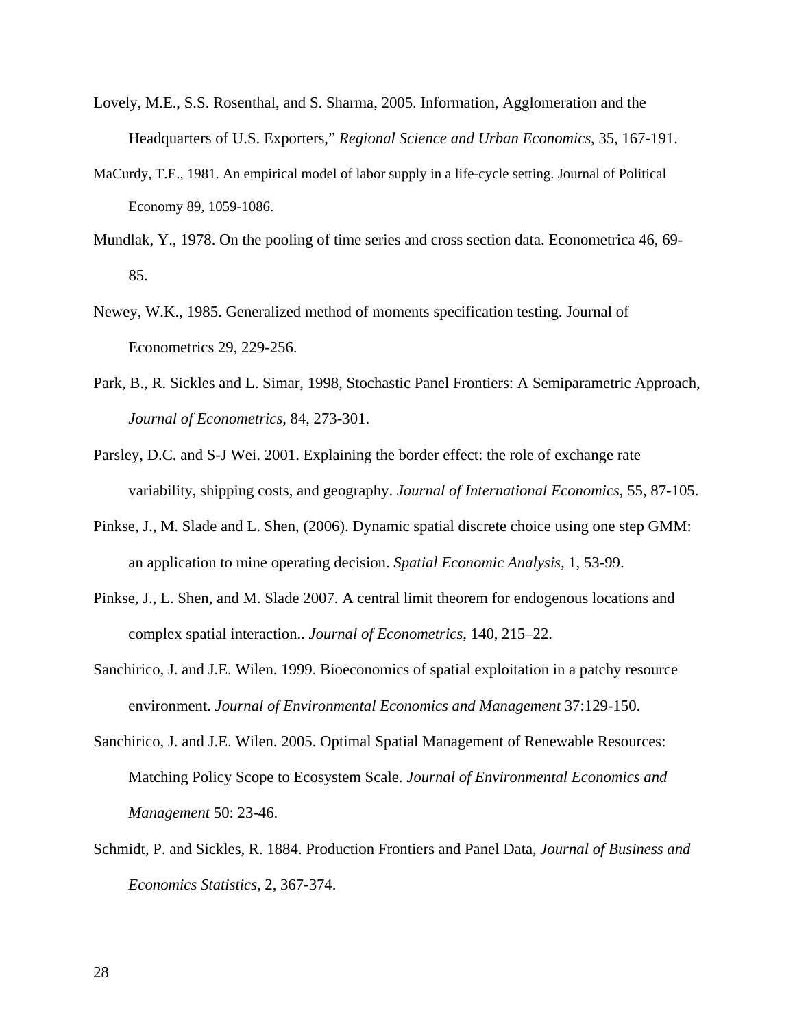Lovely, M.E., S.S. Rosenthal, and S. Sharma, 2005. Information, Agglomeration and the Headquarters of U.S. Exporters," *Regional Science and Urban Economics*, 35, 167-191.

MaCurdy, T.E., 1981. An empirical model of labor supply in a life-cycle setting. Journal of Political Economy 89, 1059-1086.

Mundlak, Y., 1978. On the pooling of time series and cross section data. Econometrica 46, 69-85.

Newey, W.K., 1985. Generalized method of moments specification testing. Journal of Econometrics 29, 229-256.

Park, B., R. Sickles and L. Simar, 1998, Stochastic Panel Frontiers: A Semiparametric Approach, *Journal of Econometrics*, 84, 273-301.

Parsley, D.C. and S-J Wei. 2001. Explaining the border effect: the role of exchange rate variability, shipping costs, and geography. *Journal of International Economics*, 55, 87-105.

Pinkse, J., M. Slade and L. Shen, (2006). Dynamic spatial discrete choice using one step GMM: an application to mine operating decision. *Spatial Economic Analysis*, 1, 53-99.

Pinkse, J., L. Shen, and M. Slade 2007. A central limit theorem for endogenous locations and complex spatial interaction.. *Journal of Econometrics*, 140, 215–22.

Sanchirico, J. and J.E. Wilen. 1999. Bioeconomics of spatial exploitation in a patchy resource environment. *Journal of Environmental Economics and Management* 37:129-150.

Sanchirico, J. and J.E. Wilen. 2005. Optimal Spatial Management of Renewable Resources: Matching Policy Scope to Ecosystem Scale. *Journal of Environmental Economics and Management* 50: 23-46.

Schmidt, P. and Sickles, R. 1884. Production Frontiers and Panel Data, *Journal of Business and Economics Statistics*, 2, 367-374.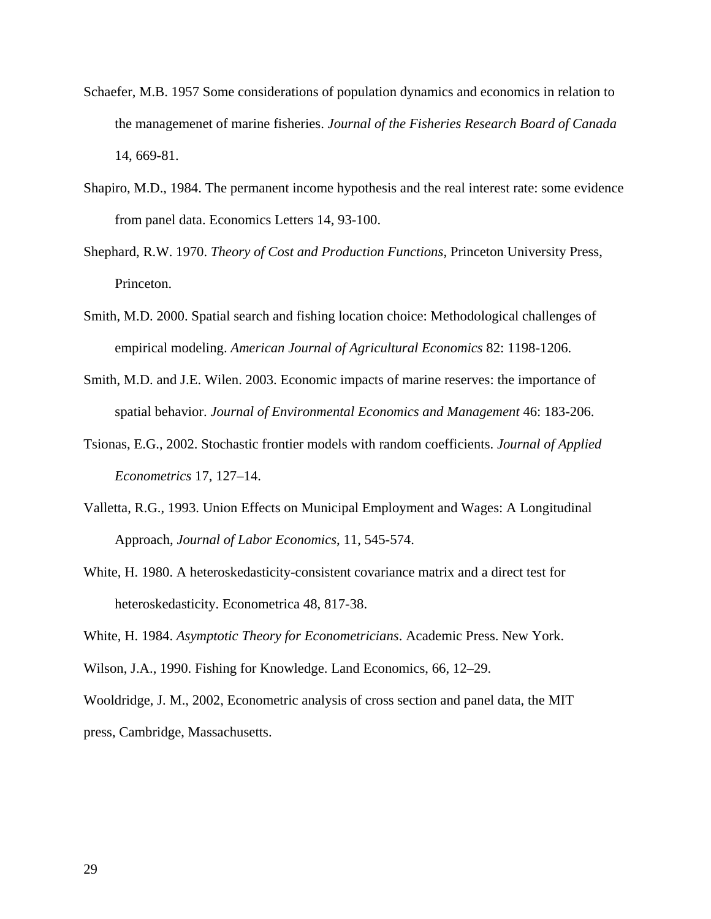Schaefer, M.B. 1957 Some considerations of population dynamics and economics in relation to the managemenet of marine fisheries. *Journal of the Fisheries Research Board of Canada* 14, 669-81.

Shapiro, M.D., 1984. The permanent income hypothesis and the real interest rate: some evidence from panel data. Economics Letters 14, 93-100.

Shephard, R.W. 1970. *Theory of Cost and Production Functions*, Princeton University Press, Princeton.

Smith, M.D. 2000. Spatial search and fishing location choice: Methodological challenges of empirical modeling. *American Journal of Agricultural Economics* 82: 1198-1206.

Smith, M.D. and J.E. Wilen. 2003. Economic impacts of marine reserves: the importance of spatial behavior. *Journal of Environmental Economics and Management* 46: 183-206.

Tsionas, E.G., 2002. Stochastic frontier models with random coefficients. *Journal of Applied Econometrics* 17, 127–14.

Valletta, R.G., 1993. Union Effects on Municipal Employment and Wages: A Longitudinal Approach, *Journal of Labor Economics*, 11, 545-574.

White, H. 1980. A heteroskedasticity-consistent covariance matrix and a direct test for heteroskedasticity. Econometrica 48, 817-38.

White, H. 1984. *Asymptotic Theory for Econometricians*. Academic Press. New York.

Wilson, J.A., 1990. Fishing for Knowledge. Land Economics, 66, 12–29.

Wooldridge, J. M., 2002, Econometric analysis of cross section and panel data, the MIT press, Cambridge, Massachusetts.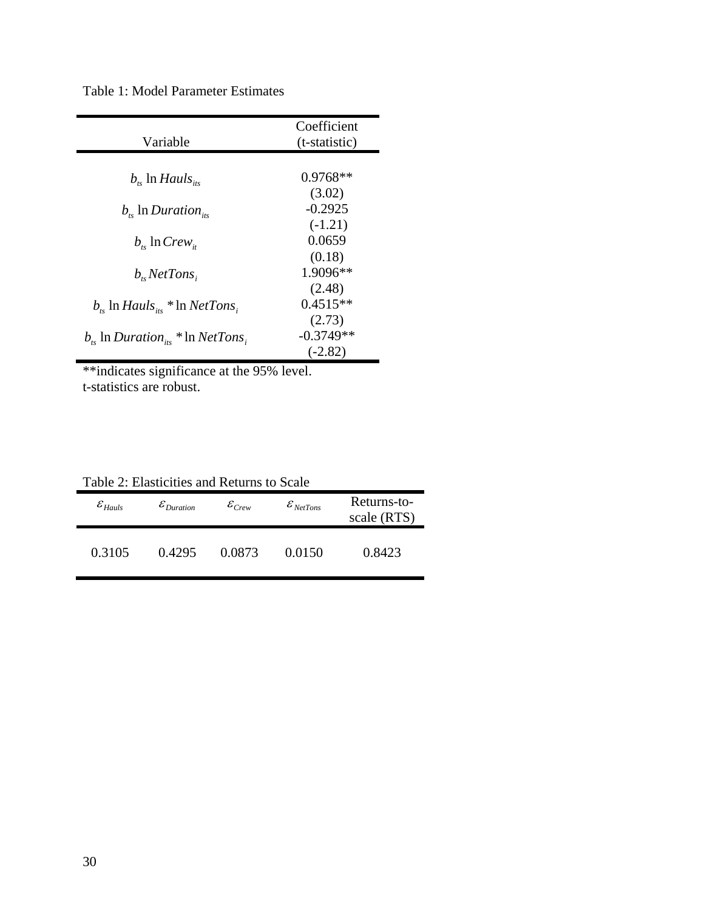Table 1: Model Parameter Estimates

| Variable | Coefficient (t-statistic) |
|---|---|
| $b_{ts} \ln Hauls_{its}$ | 0.9768** (3.02) |
| $b_{ts} \ln Duration_{its}$ | -0.2925 (-1.21) |
| $b_{ts} \ln Crew_{it}$ | 0.0659 (0.18) |
| $b_{ts} NetTons_{i}$ | 1.9096** (2.48) |
| $b_{ts} \ln Hauls_{its} * \ln NetTons_{i}$ | 0.4515** (2.73) |
| $b_{ts} \ln Duration_{its} * \ln NetTons_{i}$ | -0.3749** (-2.82) |

**indicates significance at the 95% level.
t-statistics are robust.

Table 2: Elasticities and Returns to Scale

| $\varepsilon_{Hauls}$ | $\varepsilon_{Duration}$ | $\varepsilon_{Crew}$ | $\varepsilon_{NetTons}$ | Returns-to-scale (RTS) |
|---|---|---|---|---|
| 0.3105 | 0.4295 | 0.0873 | 0.0150 | 0.8423 |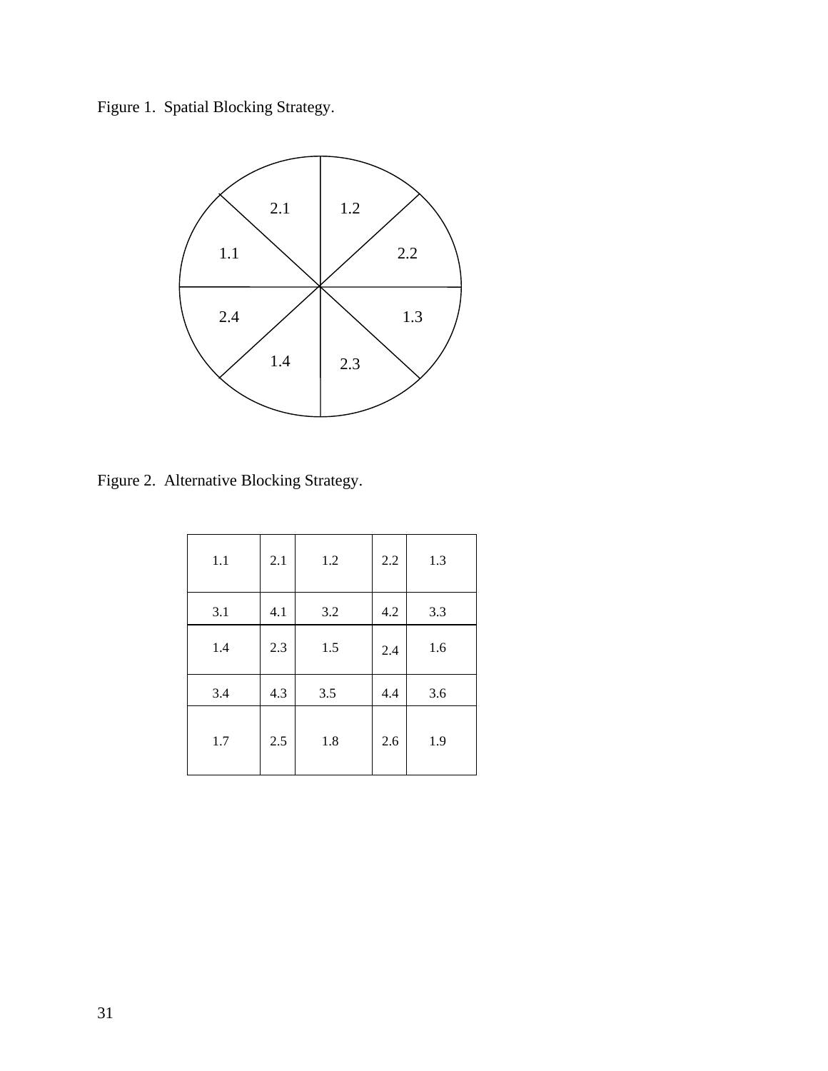Figure 1. Spatial Blocking Strategy.

2.1
1.2
1.1
2.2
2.4
1.3
1.4
2.3

Figure 2. Alternative Blocking Strategy.

| | | | | |
|---|---|---|---|---|
| 1.1 | 2.1 | 1.2 | 2.2 | 1.3 |
| 3.1 | 4.1 | 3.2 | 4.2 | 3.3 |
| 1.4 | 2.3 | 1.5 | 2.4 | 1.6 |
| 3.4 | 4.3 | 3.5 | 4.4 | 3.6 |
| 1.7 | 2.5 | 1.8 | 2.6 | 1.9 |